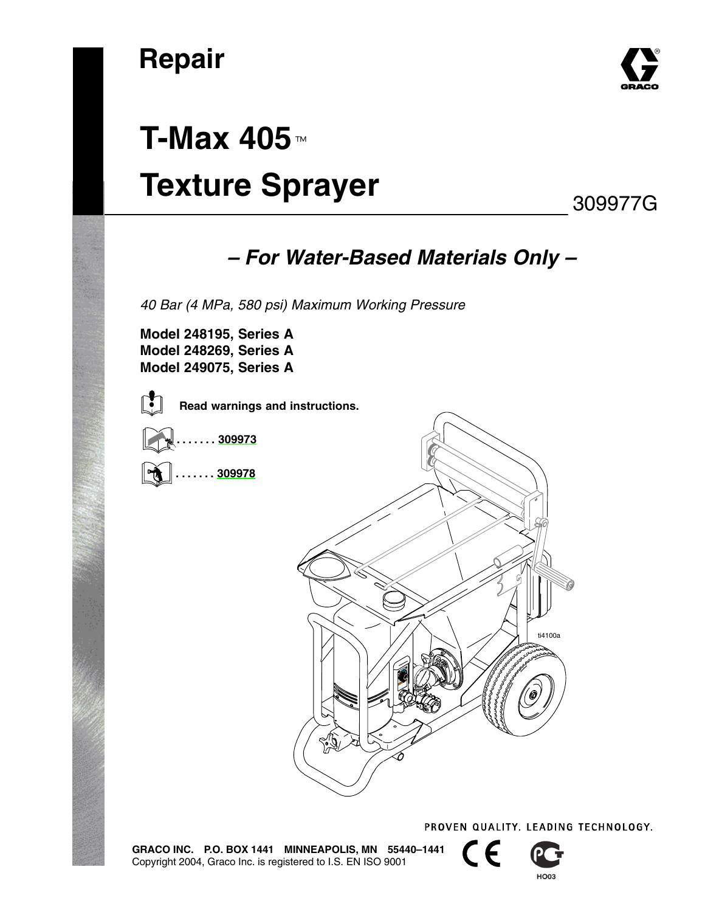# Repair

# T-Max 405™ Texture Sprayer

309977G

### *– For Water-Based Materials Only –*

*40 Bar (4 MPa, 580 psi) Maximum Working Pressure*

**Model 248195, Series A**
**Model 248269, Series A**
**Model 249075, Series A**

**Read warnings and instructions.**

. . . . . . . **309973**

. . . . . . . **309978**

ti4100a

PROVEN QUALITY. LEADING TECHNOLOGY.

**GRACO INC. P.O. BOX 1441 MINNEAPOLIS, MN 55440–1441**
Copyright 2004, Graco Inc. is registered to I.S. EN ISO 9001

HO03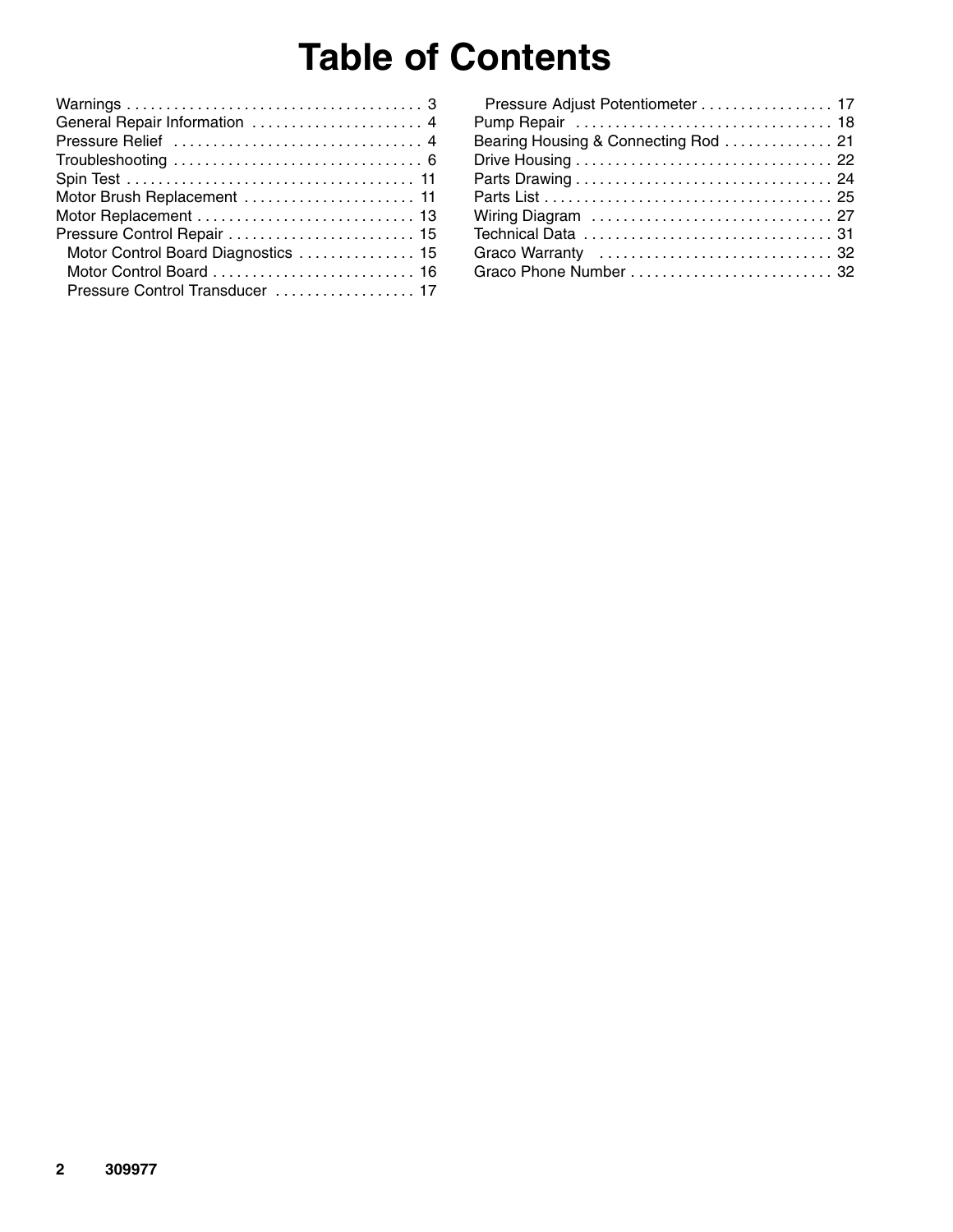# Table of Contents

Warnings . . . . . . . . . . . . . . . . . . . . . . . . . . . . . . . . . . . . . . 3
General Repair Information . . . . . . . . . . . . . . . . . . . . . . 4
Pressure Relief . . . . . . . . . . . . . . . . . . . . . . . . . . . . . . . . 4
Troubleshooting . . . . . . . . . . . . . . . . . . . . . . . . . . . . . . . . 6
Spin Test . . . . . . . . . . . . . . . . . . . . . . . . . . . . . . . . . . . . . 11
Motor Brush Replacement . . . . . . . . . . . . . . . . . . . . . . 11
Motor Replacement . . . . . . . . . . . . . . . . . . . . . . . . . . . . 13
Pressure Control Repair . . . . . . . . . . . . . . . . . . . . . . . . 15
  Motor Control Board Diagnostics . . . . . . . . . . . . . . . 15
  Motor Control Board . . . . . . . . . . . . . . . . . . . . . . . . . . 16
  Pressure Control Transducer . . . . . . . . . . . . . . . . . . 17
  Pressure Adjust Potentiometer . . . . . . . . . . . . . . . . . 17
Pump Repair . . . . . . . . . . . . . . . . . . . . . . . . . . . . . . . . . 18
Bearing Housing & Connecting Rod . . . . . . . . . . . . . . 21
Drive Housing . . . . . . . . . . . . . . . . . . . . . . . . . . . . . . . . . 22
Parts Drawing . . . . . . . . . . . . . . . . . . . . . . . . . . . . . . . . . 24
Parts List . . . . . . . . . . . . . . . . . . . . . . . . . . . . . . . . . . . . . 25
Wiring Diagram . . . . . . . . . . . . . . . . . . . . . . . . . . . . . . . 27
Technical Data . . . . . . . . . . . . . . . . . . . . . . . . . . . . . . . . 31
Graco Warranty . . . . . . . . . . . . . . . . . . . . . . . . . . . . . . 32
Graco Phone Number . . . . . . . . . . . . . . . . . . . . . . . . . . 32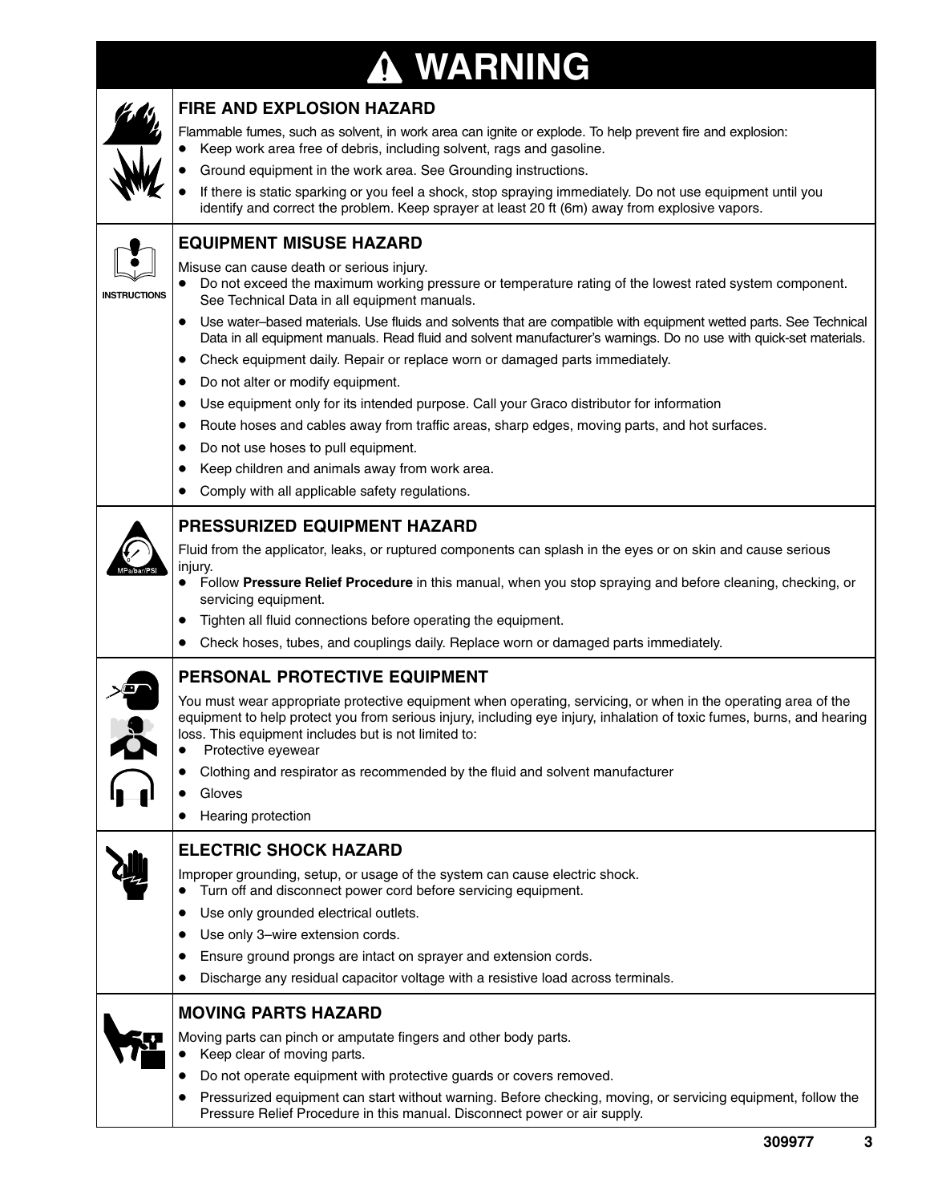# ⚠ WARNING

## FIRE AND EXPLOSION HAZARD

Flammable fumes, such as solvent, in work area can ignite or explode. To help prevent fire and explosion:

- Keep work area free of debris, including solvent, rags and gasoline.
- Ground equipment in the work area. See Grounding instructions.
- If there is static sparking or you feel a shock, stop spraying immediately. Do not use equipment until you identify and correct the problem. Keep sprayer at least 20 ft (6m) away from explosive vapors.

## EQUIPMENT MISUSE HAZARD

INSTRUCTIONS

Misuse can cause death or serious injury.

- Do not exceed the maximum working pressure or temperature rating of the lowest rated system component. See Technical Data in all equipment manuals.
- Use water–based materials. Use fluids and solvents that are compatible with equipment wetted parts. See Technical Data in all equipment manuals. Read fluid and solvent manufacturer's warnings. Do no use with quick-set materials.
- Check equipment daily. Repair or replace worn or damaged parts immediately.
- Do not alter or modify equipment.
- Use equipment only for its intended purpose. Call your Graco distributor for information
- Route hoses and cables away from traffic areas, sharp edges, moving parts, and hot surfaces.
- Do not use hoses to pull equipment.
- Keep children and animals away from work area.
- Comply with all applicable safety regulations.

## PRESSURIZED EQUIPMENT HAZARD

Fluid from the applicator, leaks, or ruptured components can splash in the eyes or on skin and cause serious injury.

- Follow **Pressure Relief Procedure** in this manual, when you stop spraying and before cleaning, checking, or servicing equipment.
- Tighten all fluid connections before operating the equipment.
- Check hoses, tubes, and couplings daily. Replace worn or damaged parts immediately.

## PERSONAL PROTECTIVE EQUIPMENT

You must wear appropriate protective equipment when operating, servicing, or when in the operating area of the equipment to help protect you from serious injury, including eye injury, inhalation of toxic fumes, burns, and hearing loss. This equipment includes but is not limited to:

- Protective eyewear
- Clothing and respirator as recommended by the fluid and solvent manufacturer
- Gloves
- Hearing protection

## ELECTRIC SHOCK HAZARD

Improper grounding, setup, or usage of the system can cause electric shock.

- Turn off and disconnect power cord before servicing equipment.
- Use only grounded electrical outlets.
- Use only 3–wire extension cords.
- Ensure ground prongs are intact on sprayer and extension cords.
- Discharge any residual capacitor voltage with a resistive load across terminals.

## MOVING PARTS HAZARD

Moving parts can pinch or amputate fingers and other body parts.

- Keep clear of moving parts.
- Do not operate equipment with protective guards or covers removed.
- Pressurized equipment can start without warning. Before checking, moving, or servicing equipment, follow the Pressure Relief Procedure in this manual. Disconnect power or air supply.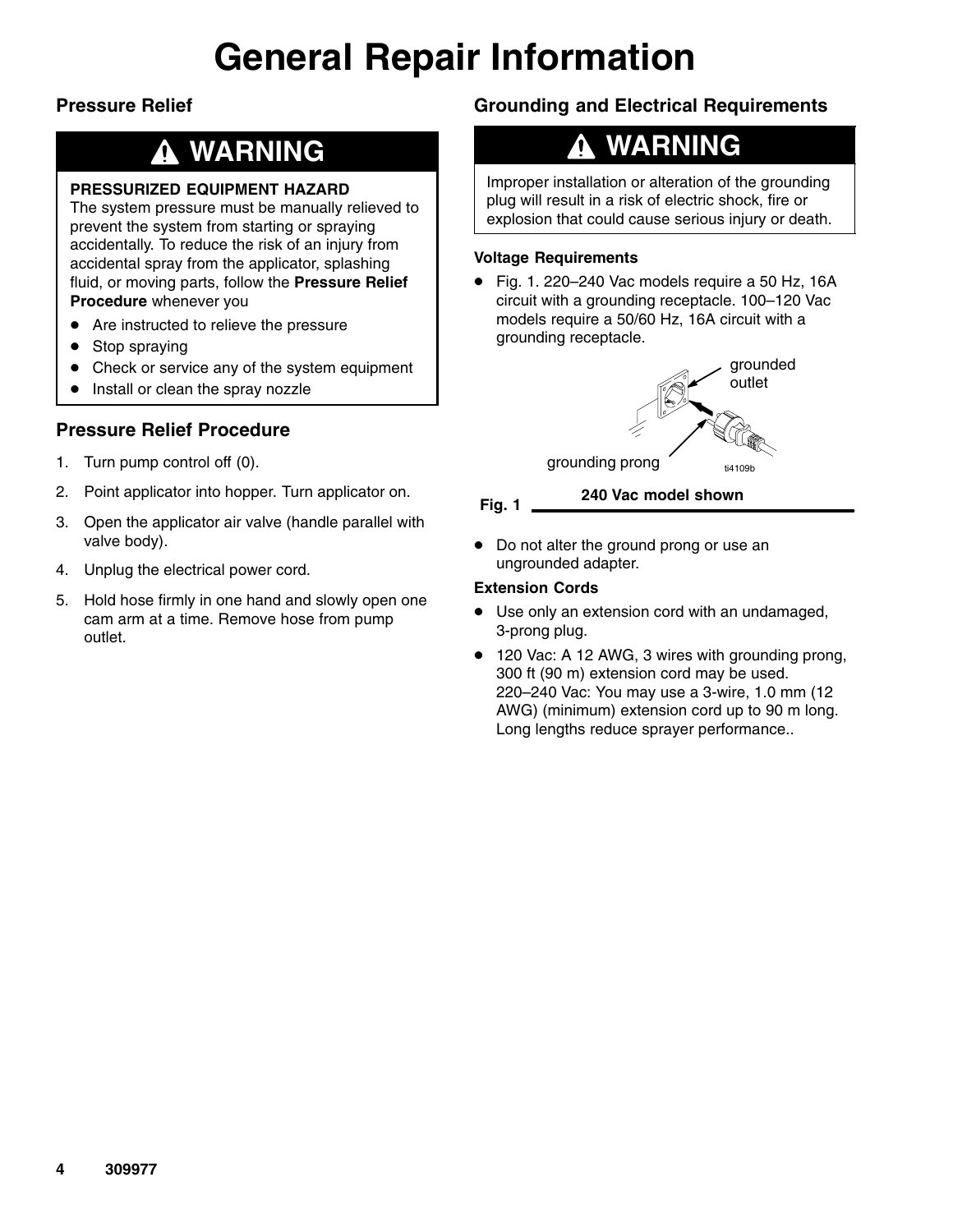# General Repair Information

## Pressure Relief

**⚠ WARNING**

**PRESSURIZED EQUIPMENT HAZARD**
The system pressure must be manually relieved to prevent the system from starting or spraying accidentally. To reduce the risk of an injury from accidental spray from the applicator, splashing fluid, or moving parts, follow the **Pressure Relief Procedure** whenever you

- Are instructed to relieve the pressure
- Stop spraying
- Check or service any of the system equipment
- Install or clean the spray nozzle

## Pressure Relief Procedure

1. Turn pump control off (0).
2. Point applicator into hopper. Turn applicator on.
3. Open the applicator air valve (handle parallel with valve body).
4. Unplug the electrical power cord.
5. Hold hose firmly in one hand and slowly open one cam arm at a time. Remove hose from pump outlet.

## Grounding and Electrical Requirements

**⚠ WARNING**

Improper installation or alteration of the grounding plug will result in a risk of electric shock, fire or explosion that could cause serious injury or death.

**Voltage Requirements**

- Fig. 1. 220–240 Vac models require a 50 Hz, 16A circuit with a grounding receptacle. 100–120 Vac models require a 50/60 Hz, 16A circuit with a grounding receptacle.

grounded outlet

grounding prong

ti4109b

**Fig. 1** **240 Vac model shown**

- Do not alter the ground prong or use an ungrounded adapter.

**Extension Cords**

- Use only an extension cord with an undamaged, 3-prong plug.
- 120 Vac: A 12 AWG, 3 wires with grounding prong, 300 ft (90 m) extension cord may be used.
  220–240 Vac: You may use a 3-wire, 1.0 mm (12 AWG) (minimum) extension cord up to 90 m long. Long lengths reduce sprayer performance..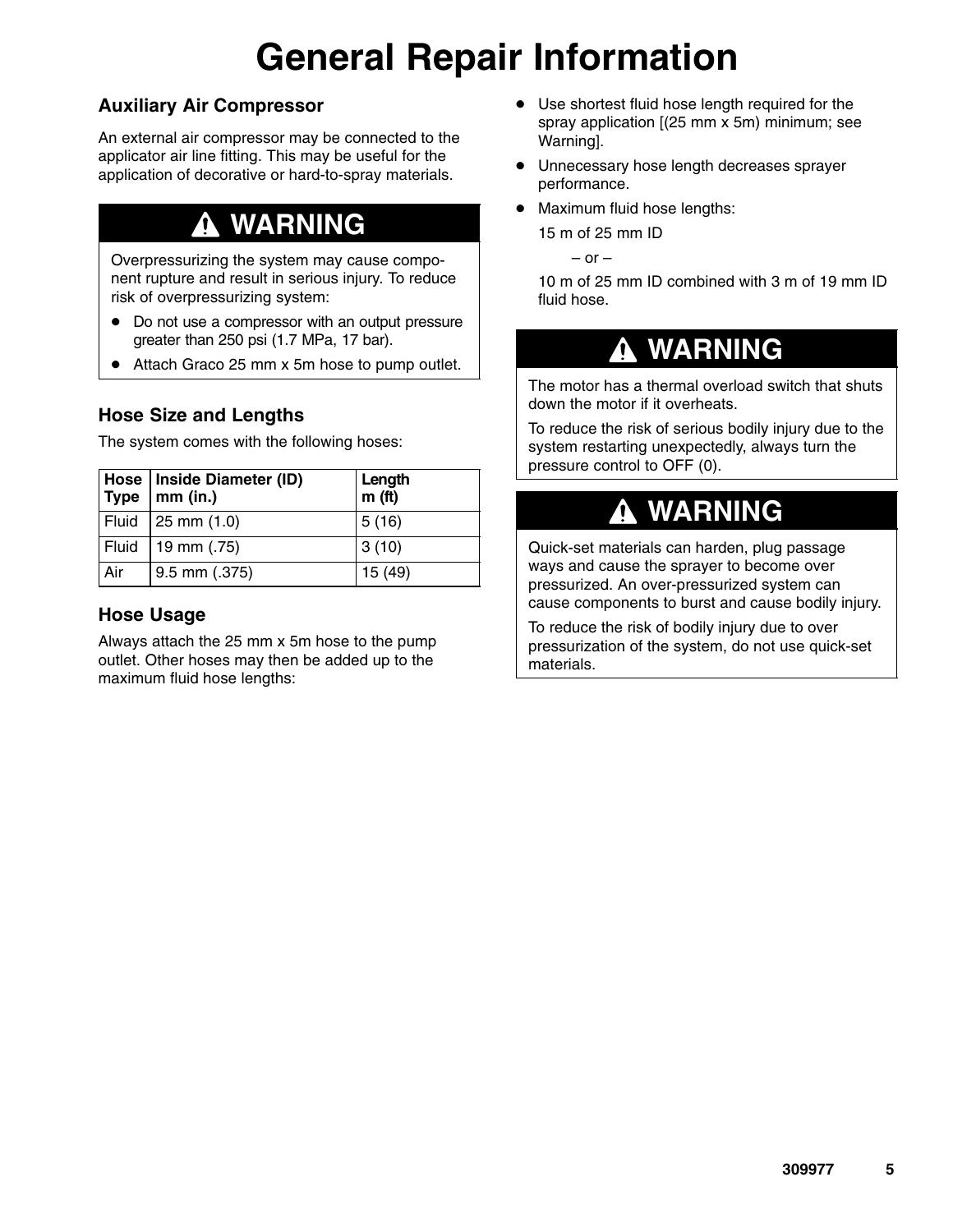# General Repair Information

### Auxiliary Air Compressor

An external air compressor may be connected to the applicator air line fitting. This may be useful for the application of decorative or hard-to-spray materials.

> **⚠ WARNING**
>
> Overpressurizing the system may cause component rupture and result in serious injury. To reduce risk of overpressurizing system:
>
> - Do not use a compressor with an output pressure greater than 250 psi (1.7 MPa, 17 bar).
> - Attach Graco 25 mm x 5m hose to pump outlet.

### Hose Size and Lengths

The system comes with the following hoses:

| Hose Type | Inside Diameter (ID) mm (in.) | Length m (ft) |
|---|---|---|
| Fluid | 25 mm (1.0) | 5 (16) |
| Fluid | 19 mm (.75) | 3 (10) |
| Air | 9.5 mm (.375) | 15 (49) |

### Hose Usage

Always attach the 25 mm x 5m hose to the pump outlet. Other hoses may then be added up to the maximum fluid hose lengths:

- Use shortest fluid hose length required for the spray application [(25 mm x 5m) minimum; see Warning].
- Unnecessary hose length decreases sprayer performance.
- Maximum fluid hose lengths:

  15 m of 25 mm ID

  – or –

  10 m of 25 mm ID combined with 3 m of 19 mm ID fluid hose.

> **⚠ WARNING**
>
> The motor has a thermal overload switch that shuts down the motor if it overheats.
>
> To reduce the risk of serious bodily injury due to the system restarting unexpectedly, always turn the pressure control to OFF (0).

> **⚠ WARNING**
>
> Quick-set materials can harden, plug passage ways and cause the sprayer to become over pressurized. An over-pressurized system can cause components to burst and cause bodily injury.
>
> To reduce the risk of bodily injury due to over pressurization of the system, do not use quick-set materials.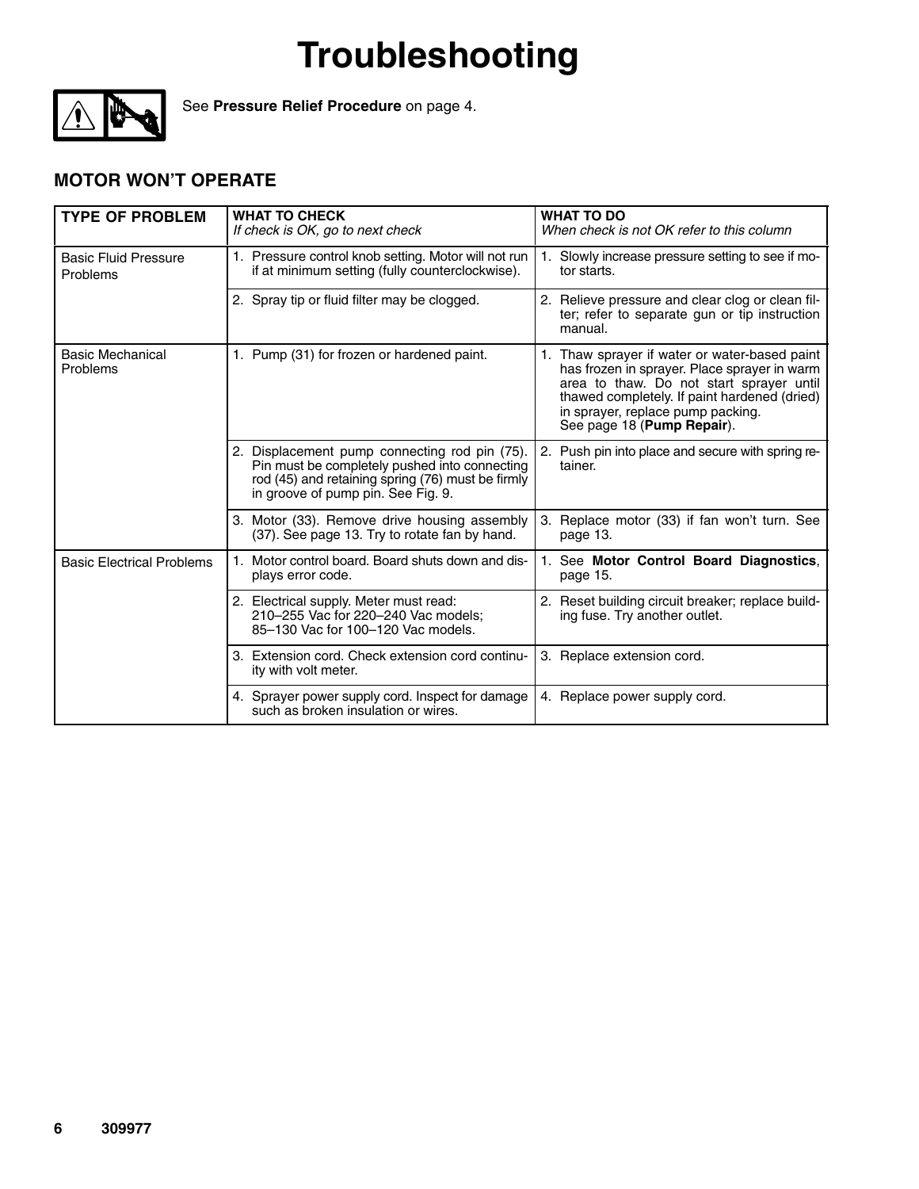# Troubleshooting

See **Pressure Relief Procedure** on page 4.

## MOTOR WON'T OPERATE

| TYPE OF PROBLEM | WHAT TO CHECK<br>*If check is OK, go to next check* | WHAT TO DO<br>*When check is not OK refer to this column* |
|---|---|---|
| Basic Fluid Pressure Problems | 1. Pressure control knob setting. Motor will not run if at minimum setting (fully counterclockwise). | 1. Slowly increase pressure setting to see if motor starts. |
| | 2. Spray tip or fluid filter may be clogged. | 2. Relieve pressure and clear clog or clean filter; refer to separate gun or tip instruction manual. |
| Basic Mechanical Problems | 1. Pump (31) for frozen or hardened paint. | 1. Thaw sprayer if water or water-based paint has frozen in sprayer. Place sprayer in warm area to thaw. Do not start sprayer until thawed completely. If paint hardened (dried) in sprayer, replace pump packing. See page 18 (**Pump Repair**). |
| | 2. Displacement pump connecting rod pin (75). Pin must be completely pushed into connecting rod (45) and retaining spring (76) must be firmly in groove of pump pin. See Fig. 9. | 2. Push pin into place and secure with spring retainer. |
| | 3. Motor (33). Remove drive housing assembly (37). See page 13. Try to rotate fan by hand. | 3. Replace motor (33) if fan won't turn. See page 13. |
| Basic Electrical Problems | 1. Motor control board. Board shuts down and displays error code. | 1. See **Motor Control Board Diagnostics**, page 15. |
| | 2. Electrical supply. Meter must read:<br>210–255 Vac for 220–240 Vac models;<br>85–130 Vac for 100–120 Vac models. | 2. Reset building circuit breaker; replace building fuse. Try another outlet. |
| | 3. Extension cord. Check extension cord continuity with volt meter. | 3. Replace extension cord. |
| | 4. Sprayer power supply cord. Inspect for damage such as broken insulation or wires. | 4. Replace power supply cord. |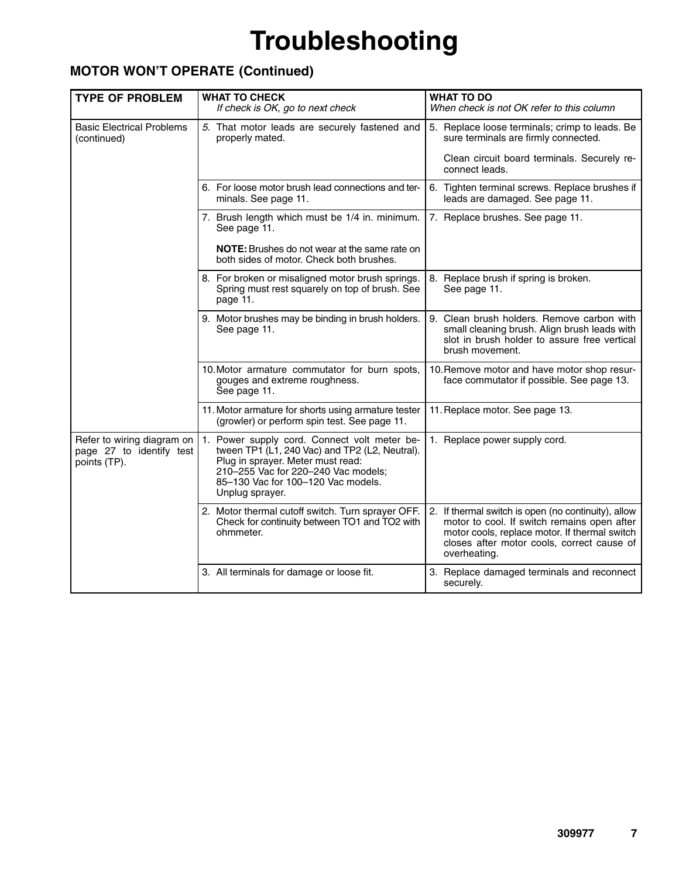# Troubleshooting

## MOTOR WON'T OPERATE (Continued)

| TYPE OF PROBLEM | WHAT TO CHECK *If check is OK, go to next check* | WHAT TO DO *When check is not OK refer to this column* |
|---|---|---|
| Basic Electrical Problems (continued) | *5.* That motor leads are securely fastened and properly mated. | 5. Replace loose terminals; crimp to leads. Be sure terminals are firmly connected. Clean circuit board terminals. Securely reconnect leads. |
| | 6. For loose motor brush lead connections and terminals. See page 11. | 6. Tighten terminal screws. Replace brushes if leads are damaged. See page 11. |
| | 7. Brush length which must be 1/4 in. minimum. See page 11. **NOTE:** Brushes do not wear at the same rate on both sides of motor. Check both brushes. | 7. Replace brushes. See page 11. |
| | 8. For broken or misaligned motor brush springs. Spring must rest squarely on top of brush. See page 11. | 8. Replace brush if spring is broken. See page 11. |
| | 9. Motor brushes may be binding in brush holders. See page 11. | 9. Clean brush holders. Remove carbon with small cleaning brush. Align brush leads with slot in brush holder to assure free vertical brush movement. |
| | 10. Motor armature commutator for burn spots, gouges and extreme roughness. See page 11. | 10. Remove motor and have motor shop resurface commutator if possible. See page 13. |
| | 11. Motor armature for shorts using armature tester (growler) or perform spin test. See page 11. | 11. Replace motor. See page 13. |
| Refer to wiring diagram on page 27 to identify test points (TP). | 1. Power supply cord. Connect volt meter between TP1 (L1, 240 Vac) and TP2 (L2, Neutral). Plug in sprayer. Meter must read: 210–255 Vac for 220–240 Vac models; 85–130 Vac for 100–120 Vac models. Unplug sprayer. | 1. Replace power supply cord. |
| | 2. Motor thermal cutoff switch. Turn sprayer OFF. Check for continuity between TO1 and TO2 with ohmmeter. | 2. If thermal switch is open (no continuity), allow motor to cool. If switch remains open after motor cools, replace motor. If thermal switch closes after motor cools, correct cause of overheating. |
| | 3. All terminals for damage or loose fit. | 3. Replace damaged terminals and reconnect securely. |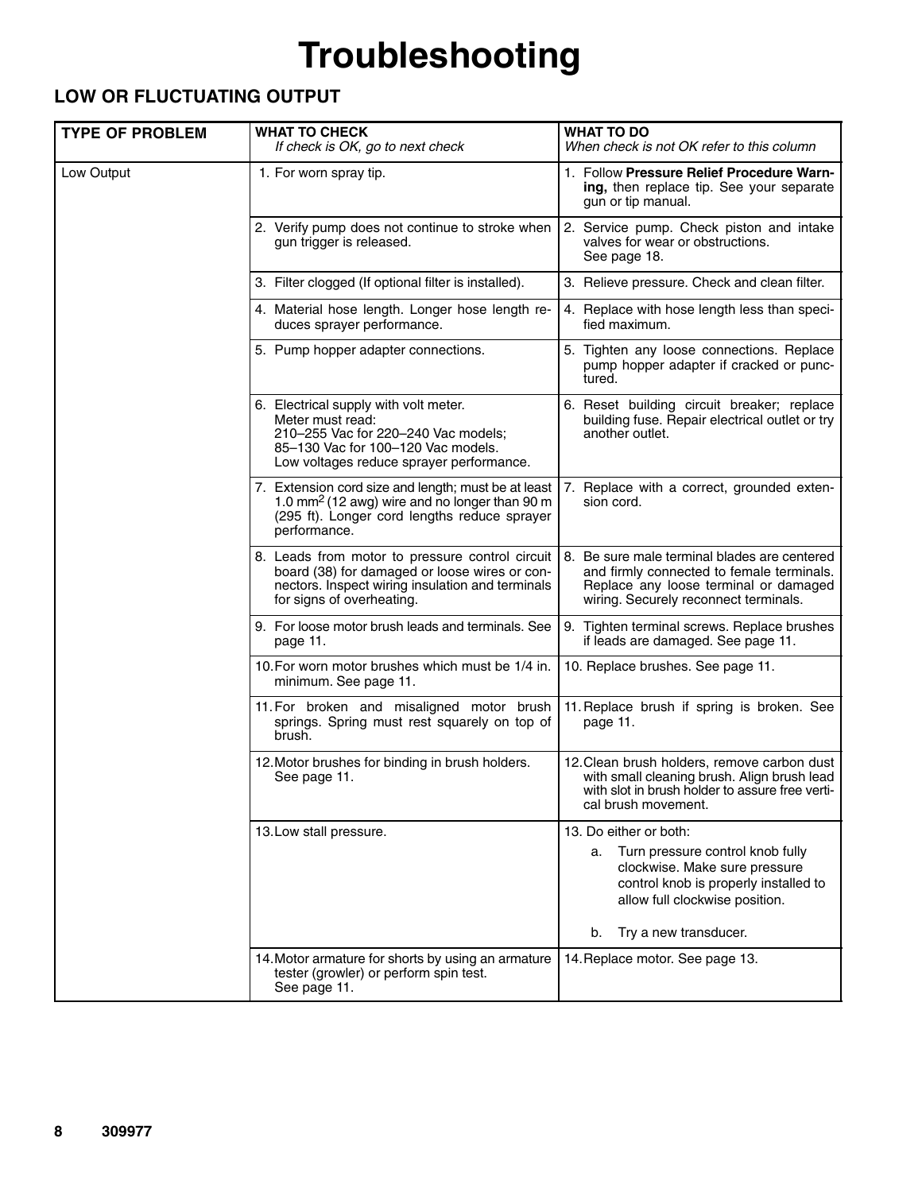# Troubleshooting

## LOW OR FLUCTUATING OUTPUT

| TYPE OF PROBLEM | WHAT TO CHECK *If check is OK, go to next check* | WHAT TO DO *When check is not OK refer to this column* |
|---|---|---|
| Low Output | 1. For worn spray tip. | 1. Follow **Pressure Relief Procedure Warning,** then replace tip. See your separate gun or tip manual. |
| | 2. Verify pump does not continue to stroke when gun trigger is released. | 2. Service pump. Check piston and intake valves for wear or obstructions. See page 18. |
| | 3. Filter clogged (If optional filter is installed). | 3. Relieve pressure. Check and clean filter. |
| | 4. Material hose length. Longer hose length reduces sprayer performance. | 4. Replace with hose length less than specified maximum. |
| | 5. Pump hopper adapter connections. | 5. Tighten any loose connections. Replace pump hopper adapter if cracked or punctured. |
| | 6. Electrical supply with volt meter. Meter must read: 210–255 Vac for 220–240 Vac models; 85–130 Vac for 100–120 Vac models. Low voltages reduce sprayer performance. | 6. Reset building circuit breaker; replace building fuse. Repair electrical outlet or try another outlet. |
| | 7. Extension cord size and length; must be at least 1.0 $mm^2$ (12 awg) wire and no longer than 90 m (295 ft). Longer cord lengths reduce sprayer performance. | 7. Replace with a correct, grounded extension cord. |
| | 8. Leads from motor to pressure control circuit board (38) for damaged or loose wires or connectors. Inspect wiring insulation and terminals for signs of overheating. | 8. Be sure male terminal blades are centered and firmly connected to female terminals. Replace any loose terminal or damaged wiring. Securely reconnect terminals. |
| | 9. For loose motor brush leads and terminals. See page 11. | 9. Tighten terminal screws. Replace brushes if leads are damaged. See page 11. |
| | 10. For worn motor brushes which must be 1/4 in. minimum. See page 11. | 10. Replace brushes. See page 11. |
| | 11. For broken and misaligned motor brush springs. Spring must rest squarely on top of brush. | 11. Replace brush if spring is broken. See page 11. |
| | 12. Motor brushes for binding in brush holders. See page 11. | 12. Clean brush holders, remove carbon dust with small cleaning brush. Align brush lead with slot in brush holder to assure free vertical brush movement. |
| | 13. Low stall pressure. | 13. Do either or both: a. Turn pressure control knob fully clockwise. Make sure pressure control knob is properly installed to allow full clockwise position. b. Try a new transducer. |
| | 14. Motor armature for shorts by using an armature tester (growler) or perform spin test. See page 11. | 14. Replace motor. See page 13. |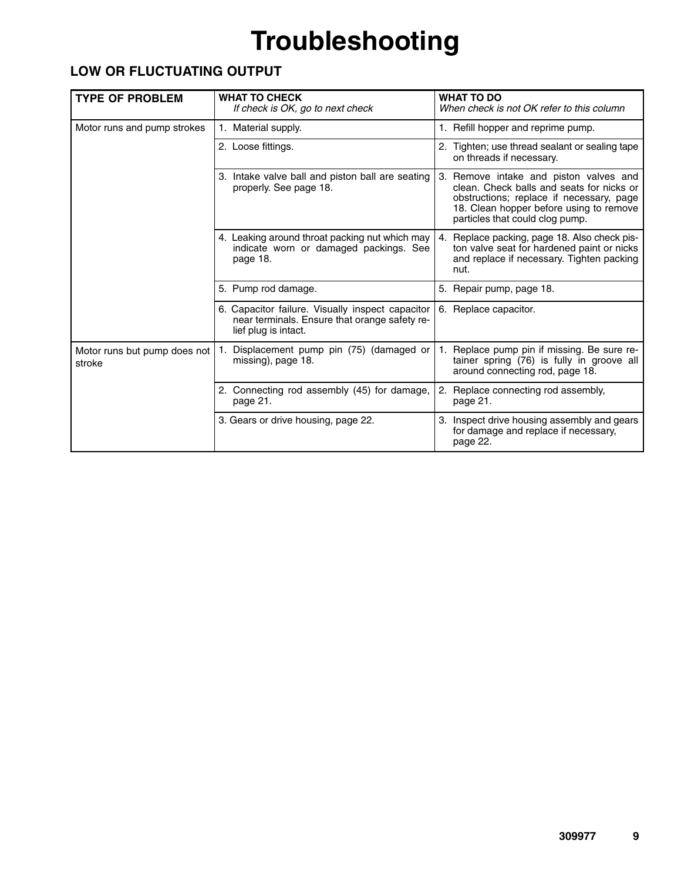# Troubleshooting

## LOW OR FLUCTUATING OUTPUT

| TYPE OF PROBLEM | WHAT TO CHECK<br>*If check is OK, go to next check* | WHAT TO DO<br>*When check is not OK refer to this column* |
|---|---|---|
| Motor runs and pump strokes | 1. Material supply. | 1. Refill hopper and reprime pump. |
| | 2. Loose fittings. | 2. Tighten; use thread sealant or sealing tape on threads if necessary. |
| | 3. Intake valve ball and piston ball are seating properly. See page 18. | 3. Remove intake and piston valves and clean. Check balls and seats for nicks or obstructions; replace if necessary, page 18. Clean hopper before using to remove particles that could clog pump. |
| | 4. Leaking around throat packing nut which may indicate worn or damaged packings. See page 18. | 4. Replace packing, page 18. Also check piston valve seat for hardened paint or nicks and replace if necessary. Tighten packing nut. |
| | 5. Pump rod damage. | 5. Repair pump, page 18. |
| | 6. Capacitor failure. Visually inspect capacitor near terminals. Ensure that orange safety relief plug is intact. | 6. Replace capacitor. |
| Motor runs but pump does not stroke | 1. Displacement pump pin (75) (damaged or missing), page 18. | 1. Replace pump pin if missing. Be sure retainer spring (76) is fully in groove all around connecting rod, page 18. |
| | 2. Connecting rod assembly (45) for damage, page 21. | 2. Replace connecting rod assembly, page 21. |
| | 3. Gears or drive housing, page 22. | 3. Inspect drive housing assembly and gears for damage and replace if necessary, page 22. |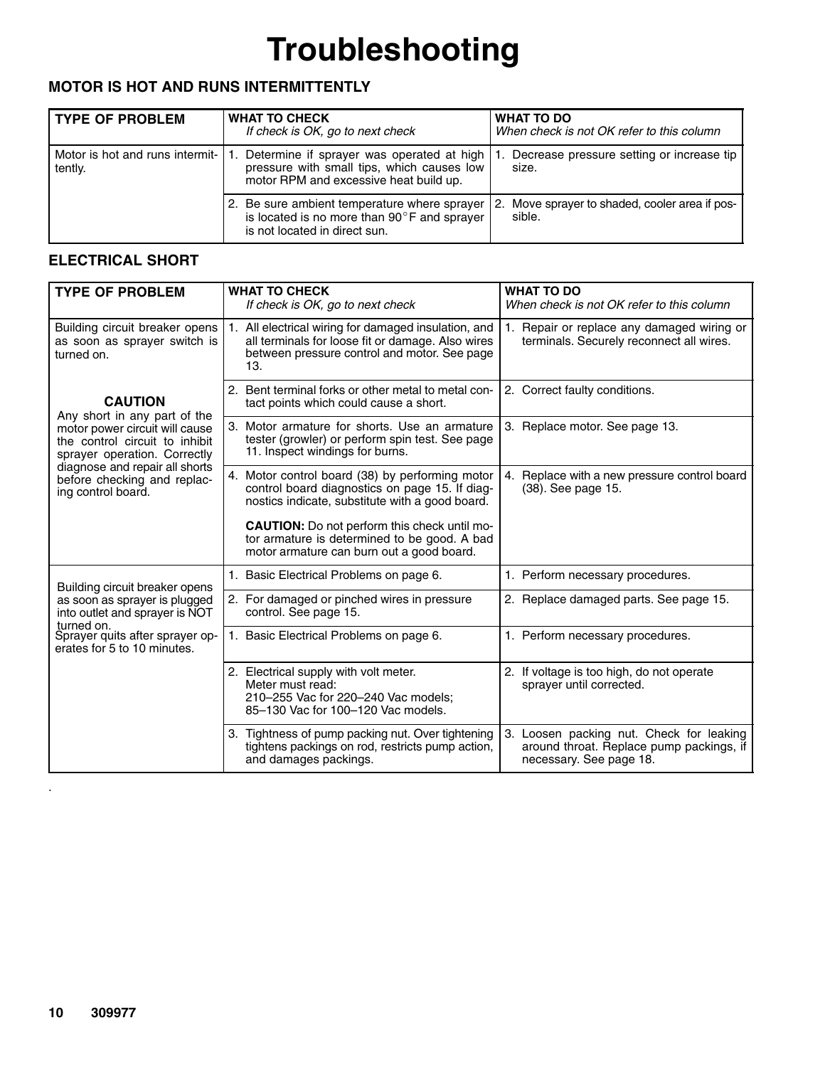# Troubleshooting

## MOTOR IS HOT AND RUNS INTERMITTENTLY

| TYPE OF PROBLEM | WHAT TO CHECK<br>*If check is OK, go to next check* | WHAT TO DO<br>*When check is not OK refer to this column* |
|---|---|---|
| Motor is hot and runs intermittently. | 1. Determine if sprayer was operated at high pressure with small tips, which causes low motor RPM and excessive heat build up. | 1. Decrease pressure setting or increase tip size. |
| | 2. Be sure ambient temperature where sprayer is located is no more than 90°F and sprayer is not located in direct sun. | 2. Move sprayer to shaded, cooler area if possible. |

## ELECTRICAL SHORT

| TYPE OF PROBLEM | WHAT TO CHECK<br>*If check is OK, go to next check* | WHAT TO DO<br>*When check is not OK refer to this column* |
|---|---|---|
| Building circuit breaker opens as soon as sprayer switch is turned on.<br><br>**CAUTION**<br>Any short in any part of the motor power circuit will cause the control circuit to inhibit sprayer operation. Correctly diagnose and repair all shorts before checking and replacing control board. | 1. All electrical wiring for damaged insulation, and all terminals for loose fit or damage. Also wires between pressure control and motor. See page 13. | 1. Repair or replace any damaged wiring or terminals. Securely reconnect all wires. |
| | 2. Bent terminal forks or other metal to metal contact points which could cause a short. | 2. Correct faulty conditions. |
| | 3. Motor armature for shorts. Use an armature tester (growler) or perform spin test. See page 11. Inspect windings for burns. | 3. Replace motor. See page 13. |
| | 4. Motor control board (38) by performing motor control board diagnostics on page 15. If diagnostics indicate, substitute with a good board.<br><br>**CAUTION:** Do not perform this check until motor armature is determined to be good. A bad motor armature can burn out a good board. | 4. Replace with a new pressure control board (38). See page 15. |
| Building circuit breaker opens as soon as sprayer is plugged into outlet and sprayer is NOT turned on. | 1. Basic Electrical Problems on page 6. | 1. Perform necessary procedures. |
| | 2. For damaged or pinched wires in pressure control. See page 15. | 2. Replace damaged parts. See page 15. |
| Sprayer quits after sprayer operates for 5 to 10 minutes. | 1. Basic Electrical Problems on page 6. | 1. Perform necessary procedures. |
| | 2. Electrical supply with volt meter.<br>Meter must read:<br>210–255 Vac for 220–240 Vac models;<br>85–130 Vac for 100–120 Vac models. | 2. If voltage is too high, do not operate sprayer until corrected. |
| | 3. Tightness of pump packing nut. Over tightening tightens packings on rod, restricts pump action, and damages packings. | 3. Loosen packing nut. Check for leaking around throat. Replace pump packings, if necessary. See page 18. |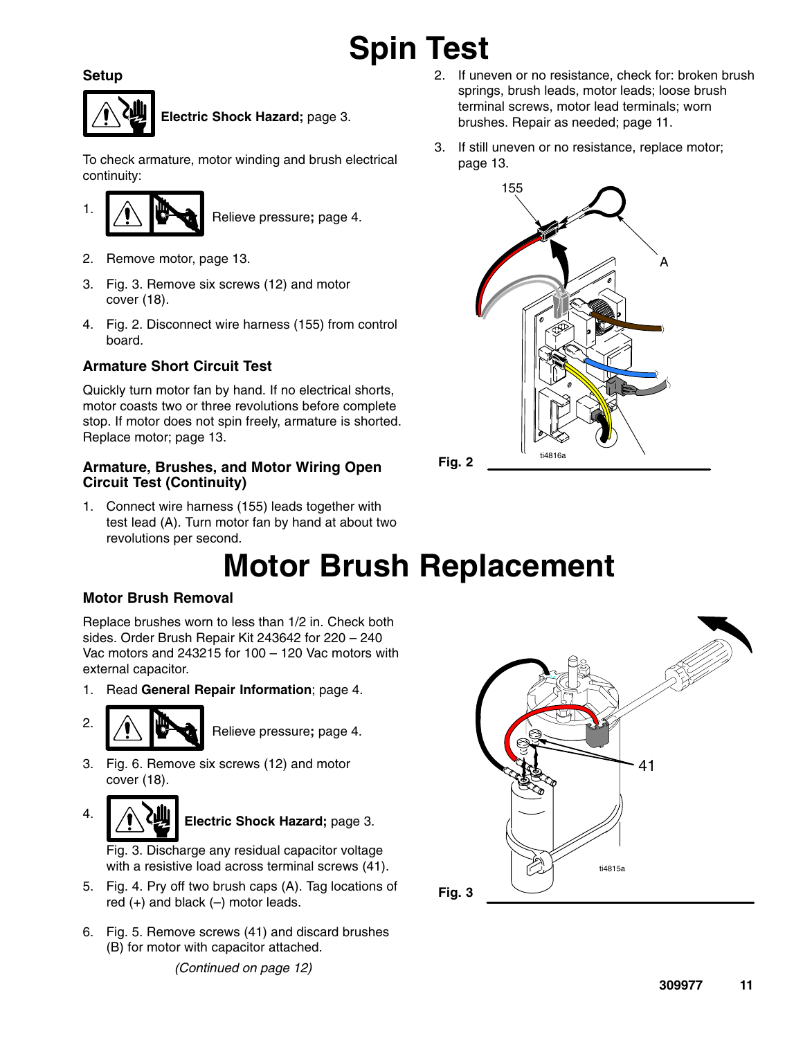# Spin Test

### Setup

**Electric Shock Hazard;** page 3.

To check armature, motor winding and brush electrical continuity:

1. Relieve pressure**;** page 4.
2. Remove motor, page 13.
3. Fig. 3. Remove six screws (12) and motor cover (18).
4. Fig. 2. Disconnect wire harness (155) from control board.

### Armature Short Circuit Test

Quickly turn motor fan by hand. If no electrical shorts, motor coasts two or three revolutions before complete stop. If motor does not spin freely, armature is shorted. Replace motor; page 13.

### Armature, Brushes, and Motor Wiring Open Circuit Test (Continuity)

1. Connect wire harness (155) leads together with test lead (A). Turn motor fan by hand at about two revolutions per second.
2. If uneven or no resistance, check for: broken brush springs, brush leads, motor leads; loose brush terminal screws, motor lead terminals; worn brushes. Repair as needed; page 11.
3. If still uneven or no resistance, replace motor; page 13.

Fig. 2

# Motor Brush Replacement

### Motor Brush Removal

Replace brushes worn to less than 1/2 in. Check both sides. Order Brush Repair Kit 243642 for 220 – 240 Vac motors and 243215 for 100 – 120 Vac motors with external capacitor.

1. Read **General Repair Information**; page 4.
2. Relieve pressure**;** page 4.
3. Fig. 6. Remove six screws (12) and motor cover (18).
4. **Electric Shock Hazard;** page 3.

   Fig. 3. Discharge any residual capacitor voltage with a resistive load across terminal screws (41).
5. Fig. 4. Pry off two brush caps (A). Tag locations of red (+) and black (–) motor leads.
6. Fig. 5. Remove screws (41) and discard brushes (B) for motor with capacitor attached.

*(Continued on page 12)*

Fig. 3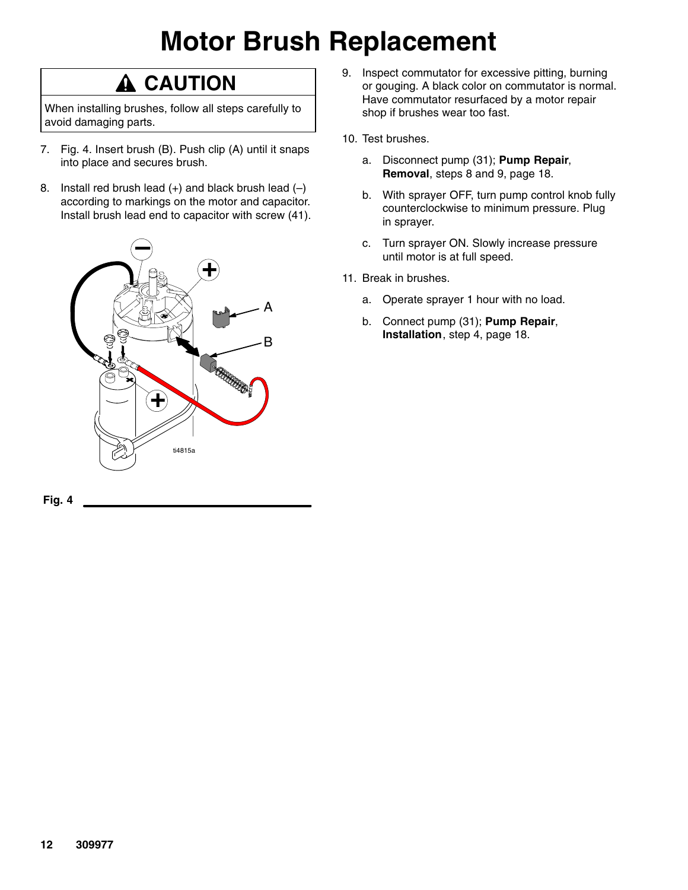# Motor Brush Replacement

**⚠ CAUTION**

When installing brushes, follow all steps carefully to avoid damaging parts.

7. Fig. 4. Insert brush (B). Push clip (A) until it snaps into place and secures brush.
8. Install red brush lead (+) and black brush lead (–) according to markings on the motor and capacitor. Install brush lead end to capacitor with screw (41).

**Fig. 4**

9. Inspect commutator for excessive pitting, burning or gouging. A black color on commutator is normal. Have commutator resurfaced by a motor repair shop if brushes wear too fast.
10. Test brushes.
    a. Disconnect pump (31); **Pump Repair**, **Removal**, steps 8 and 9, page 18.
    b. With sprayer OFF, turn pump control knob fully counterclockwise to minimum pressure. Plug in sprayer.
    c. Turn sprayer ON. Slowly increase pressure until motor is at full speed.
11. Break in brushes.
    a. Operate sprayer 1 hour with no load.
    b. Connect pump (31); **Pump Repair**, **Installation**, step 4, page 18.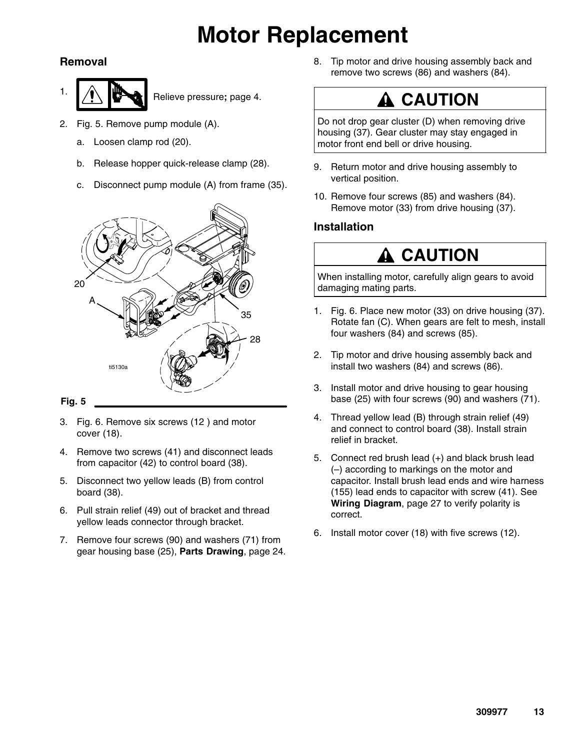# Motor Replacement

## Removal

1. Relieve pressure; page 4.
2. Fig. 5. Remove pump module (A).
   a. Loosen clamp rod (20).
   b. Release hopper quick-release clamp (28).
   c. Disconnect pump module (A) from frame (35).

Fig. 5

3. Fig. 6. Remove six screws (12 ) and motor cover (18).
4. Remove two screws (41) and disconnect leads from capacitor (42) to control board (38).
5. Disconnect two yellow leads (B) from control board (38).
6. Pull strain relief (49) out of bracket and thread yellow leads connector through bracket.
7. Remove four screws (90) and washers (71) from gear housing base (25), **Parts Drawing**, page 24.
8. Tip motor and drive housing assembly back and remove two screws (86) and washers (84).

> **CAUTION**
>
> Do not drop gear cluster (D) when removing drive housing (37). Gear cluster may stay engaged in motor front end bell or drive housing.

9. Return motor and drive housing assembly to vertical position.
10. Remove four screws (85) and washers (84). Remove motor (33) from drive housing (37).

## Installation

> **CAUTION**
>
> When installing motor, carefully align gears to avoid damaging mating parts.

1. Fig. 6. Place new motor (33) on drive housing (37). Rotate fan (C). When gears are felt to mesh, install four washers (84) and screws (85).
2. Tip motor and drive housing assembly back and install two washers (84) and screws (86).
3. Install motor and drive housing to gear housing base (25) with four screws (90) and washers (71).
4. Thread yellow lead (B) through strain relief (49) and connect to control board (38). Install strain relief in bracket.
5. Connect red brush lead (+) and black brush lead (–) according to markings on the motor and capacitor. Install brush lead ends and wire harness (155) lead ends to capacitor with screw (41). See **Wiring Diagram**, page 27 to verify polarity is correct.
6. Install motor cover (18) with five screws (12).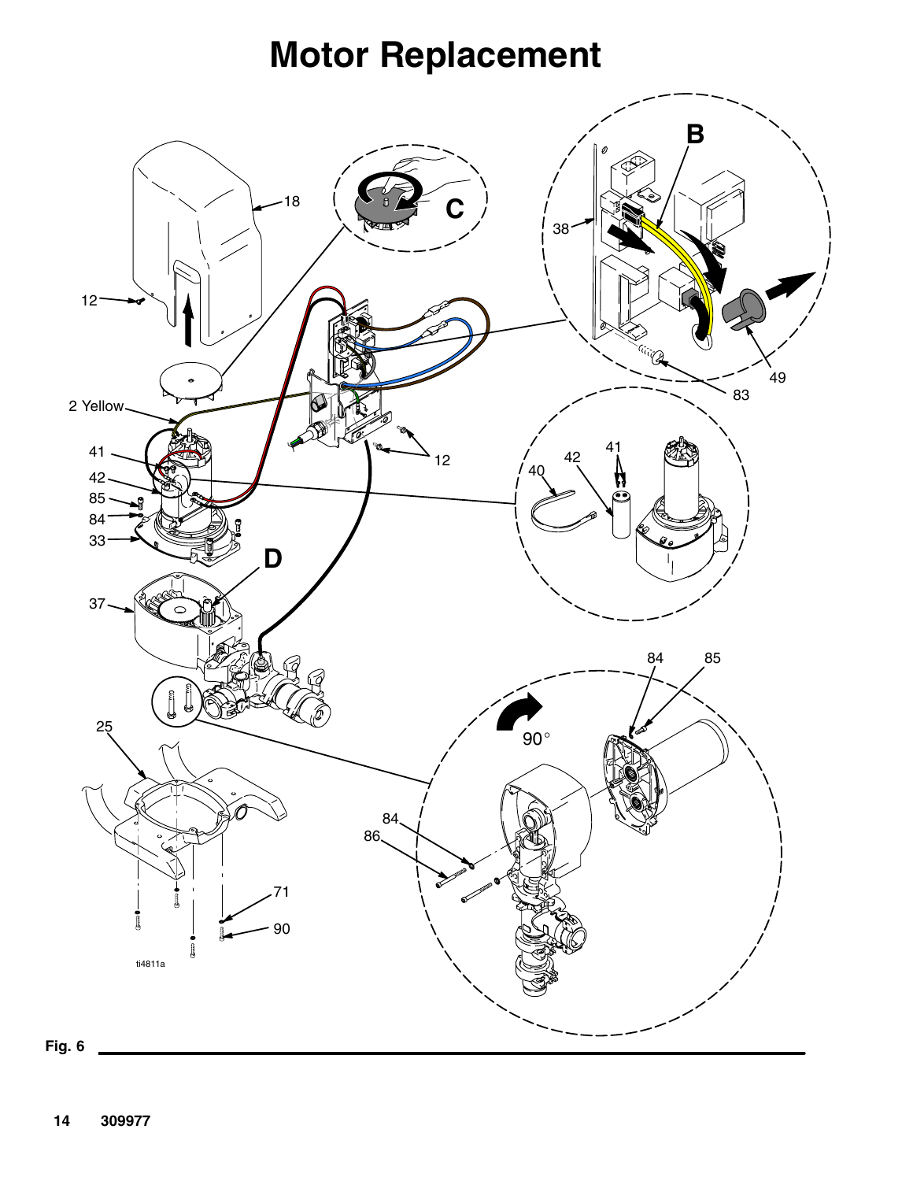# Motor Replacement

Fig. 6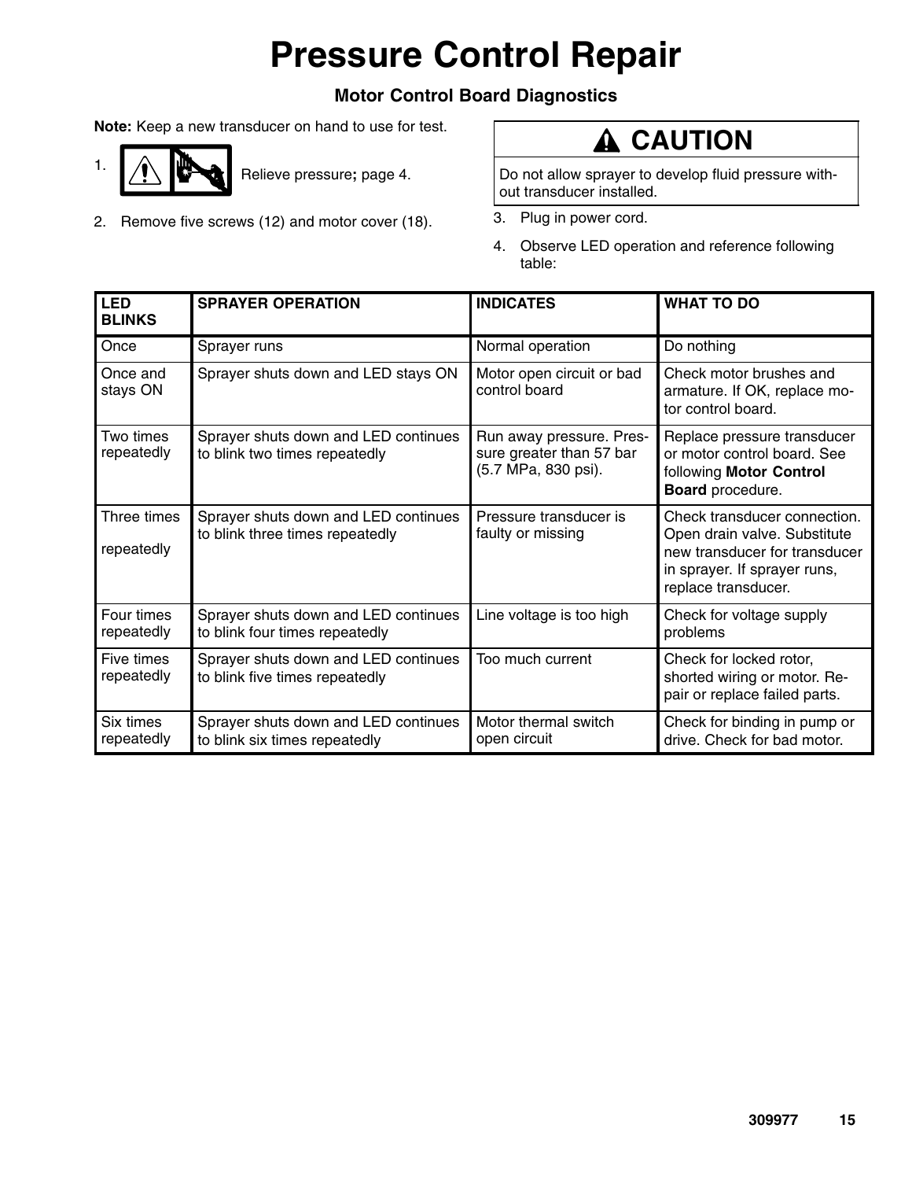# Pressure Control Repair

### Motor Control Board Diagnostics

**Note:** Keep a new transducer on hand to use for test.

1. Relieve pressure**;** page 4.
2. Remove five screws (12) and motor cover (18).

> **⚠ CAUTION**
>
> Do not allow sprayer to develop fluid pressure without transducer installed.

3. Plug in power cord.
4. Observe LED operation and reference following table:

| LED BLINKS | SPRAYER OPERATION | INDICATES | WHAT TO DO |
|---|---|---|---|
| Once | Sprayer runs | Normal operation | Do nothing |
| Once and stays ON | Sprayer shuts down and LED stays ON | Motor open circuit or bad control board | Check motor brushes and armature. If OK, replace motor control board. |
| Two times repeatedly | Sprayer shuts down and LED continues to blink two times repeatedly | Run away pressure. Pressure greater than 57 bar (5.7 MPa, 830 psi). | Replace pressure transducer or motor control board. See following **Motor Control Board** procedure. |
| Three times repeatedly | Sprayer shuts down and LED continues to blink three times repeatedly | Pressure transducer is faulty or missing | Check transducer connection. Open drain valve. Substitute new transducer for transducer in sprayer. If sprayer runs, replace transducer. |
| Four times repeatedly | Sprayer shuts down and LED continues to blink four times repeatedly | Line voltage is too high | Check for voltage supply problems |
| Five times repeatedly | Sprayer shuts down and LED continues to blink five times repeatedly | Too much current | Check for locked rotor, shorted wiring or motor. Repair or replace failed parts. |
| Six times repeatedly | Sprayer shuts down and LED continues to blink six times repeatedly | Motor thermal switch open circuit | Check for binding in pump or drive. Check for bad motor. |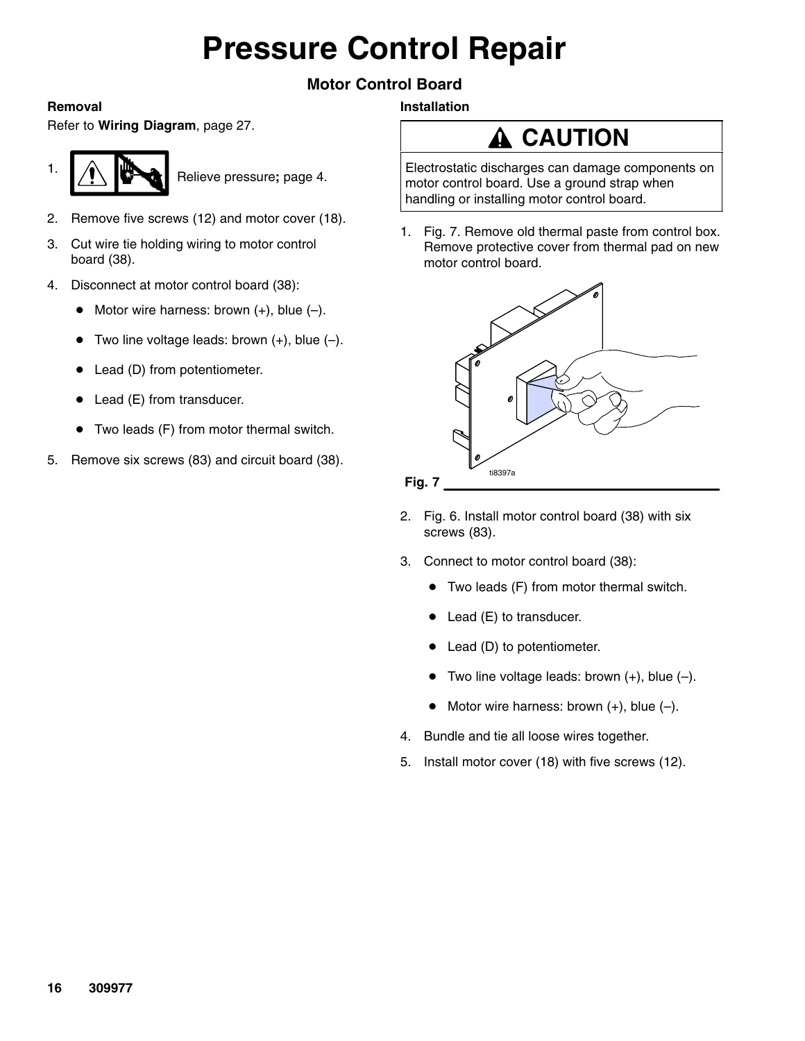# Pressure Control Repair

## Motor Control Board

### Removal

Refer to **Wiring Diagram**, page 27.

1. Relieve pressure**;** page 4.
2. Remove five screws (12) and motor cover (18).
3. Cut wire tie holding wiring to motor control board (38).
4. Disconnect at motor control board (38):
   - Motor wire harness: brown (+), blue (–).
   - Two line voltage leads: brown (+), blue (–).
   - Lead (D) from potentiometer.
   - Lead (E) from transducer.
   - Two leads (F) from motor thermal switch.
5. Remove six screws (83) and circuit board (38).

### Installation

**CAUTION**

Electrostatic discharges can damage components on motor control board. Use a ground strap when handling or installing motor control board.

1. Fig. 7. Remove old thermal paste from control box. Remove protective cover from thermal pad on new motor control board.

ti8397a

**Fig. 7**

2. Fig. 6. Install motor control board (38) with six screws (83).
3. Connect to motor control board (38):
   - Two leads (F) from motor thermal switch.
   - Lead (E) to transducer.
   - Lead (D) to potentiometer.
   - Two line voltage leads: brown (+), blue (–).
   - Motor wire harness: brown (+), blue (–).
4. Bundle and tie all loose wires together.
5. Install motor cover (18) with five screws (12).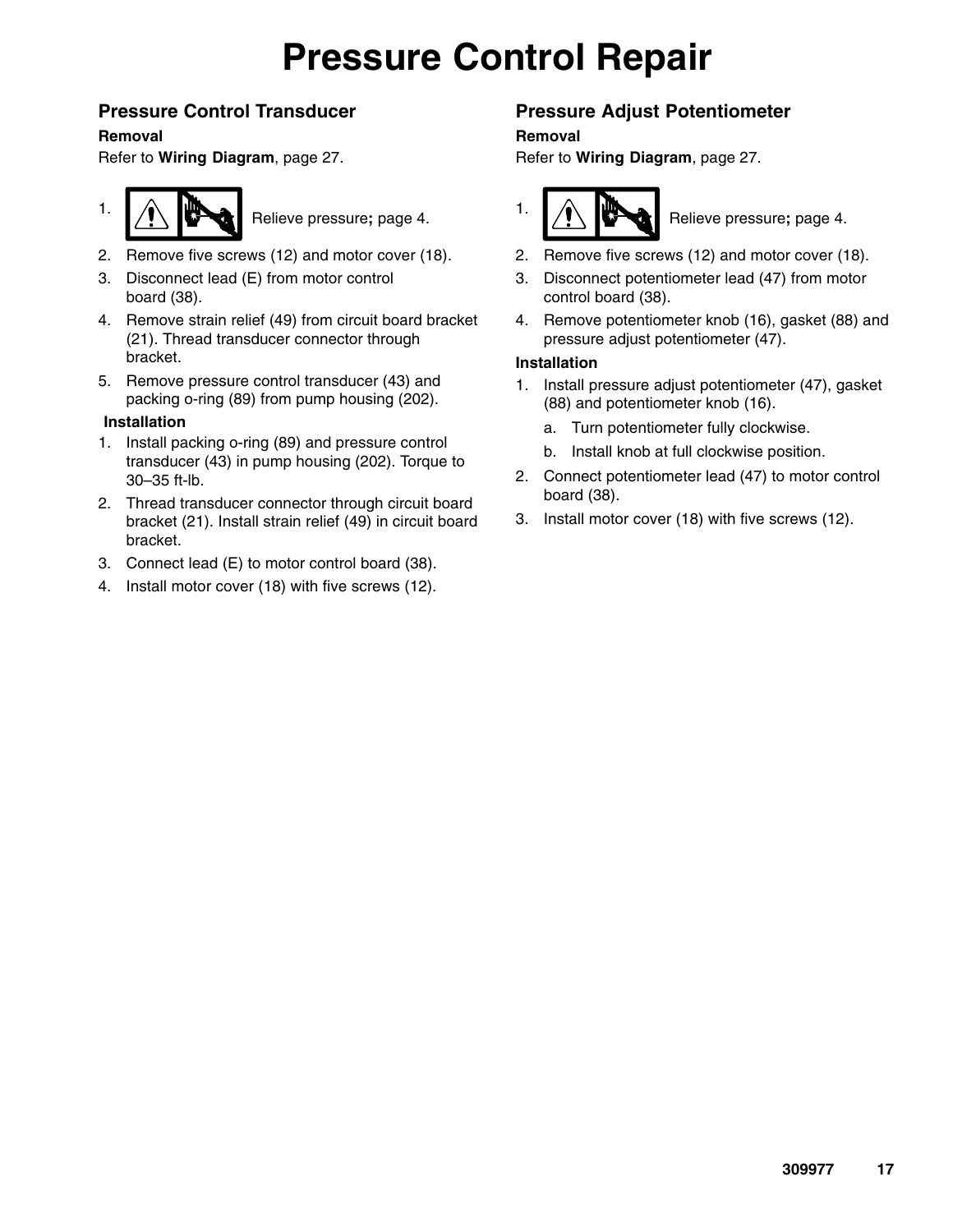# Pressure Control Repair

## Pressure Control Transducer

### Removal

Refer to **Wiring Diagram**, page 27.

1. Relieve pressure**;** page 4.
2. Remove five screws (12) and motor cover (18).
3. Disconnect lead (E) from motor control board (38).
4. Remove strain relief (49) from circuit board bracket (21). Thread transducer connector through bracket.
5. Remove pressure control transducer (43) and packing o-ring (89) from pump housing (202).

### Installation

1. Install packing o-ring (89) and pressure control transducer (43) in pump housing (202). Torque to 30–35 ft-lb.
2. Thread transducer connector through circuit board bracket (21). Install strain relief (49) in circuit board bracket.
3. Connect lead (E) to motor control board (38).
4. Install motor cover (18) with five screws (12).

## Pressure Adjust Potentiometer

### Removal

Refer to **Wiring Diagram**, page 27.

1. Relieve pressure**;** page 4.
2. Remove five screws (12) and motor cover (18).
3. Disconnect potentiometer lead (47) from motor control board (38).
4. Remove potentiometer knob (16), gasket (88) and pressure adjust potentiometer (47).

### Installation

1. Install pressure adjust potentiometer (47), gasket (88) and potentiometer knob (16).
   a. Turn potentiometer fully clockwise.
   b. Install knob at full clockwise position.
2. Connect potentiometer lead (47) to motor control board (38).
3. Install motor cover (18) with five screws (12).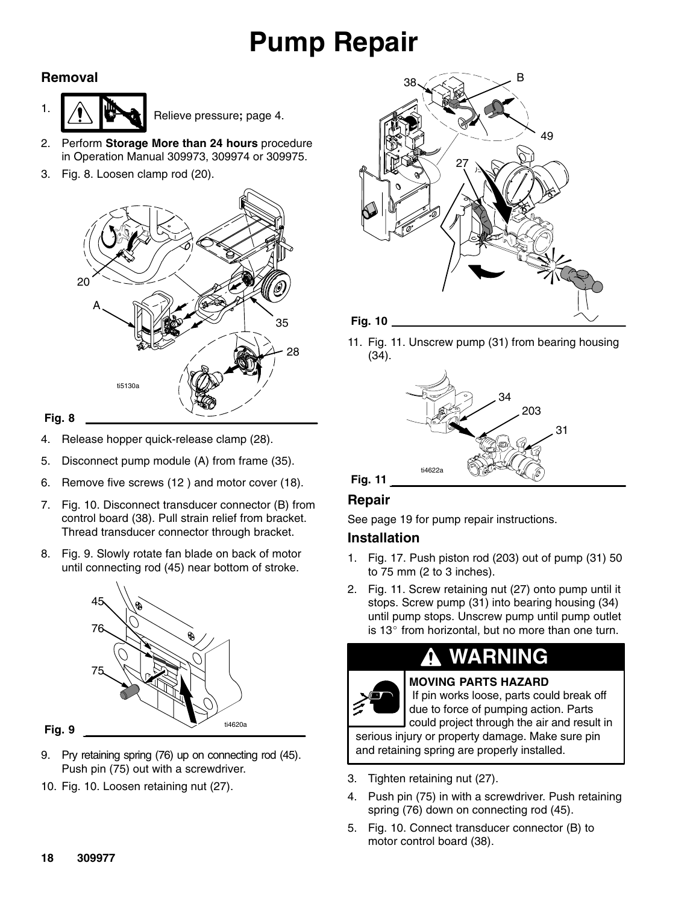# Pump Repair

## Removal

1. Relieve pressure; page 4.
2. Perform **Storage More than 24 hours** procedure in Operation Manual 309973, 309974 or 309975.
3. Fig. 8. Loosen clamp rod (20).

Fig. 8

4. Release hopper quick-release clamp (28).
5. Disconnect pump module (A) from frame (35).
6. Remove five screws (12 ) and motor cover (18).
7. Fig. 10. Disconnect transducer connector (B) from control board (38). Pull strain relief from bracket. Thread transducer connector through bracket.
8. Fig. 9. Slowly rotate fan blade on back of motor until connecting rod (45) near bottom of stroke.

Fig. 9

9. Pry retaining spring (76) up on connecting rod (45). Push pin (75) out with a screwdriver.
10. Fig. 10. Loosen retaining nut (27).

Fig. 10

11. Fig. 11. Unscrew pump (31) from bearing housing (34).

Fig. 11

### Repair

See page 19 for pump repair instructions.

### Installation

1. Fig. 17. Push piston rod (203) out of pump (31) 50 to 75 mm (2 to 3 inches).
2. Fig. 11. Screw retaining nut (27) onto pump until it stops. Screw pump (31) into bearing housing (34) until pump stops. Unscrew pump until pump outlet is 13° from horizontal, but no more than one turn.

**WARNING**

**MOVING PARTS HAZARD**
If pin works loose, parts could break off due to force of pumping action. Parts could project through the air and result in serious injury or property damage. Make sure pin and retaining spring are properly installed.

3. Tighten retaining nut (27).
4. Push pin (75) in with a screwdriver. Push retaining spring (76) down on connecting rod (45).
5. Fig. 10. Connect transducer connector (B) to motor control board (38).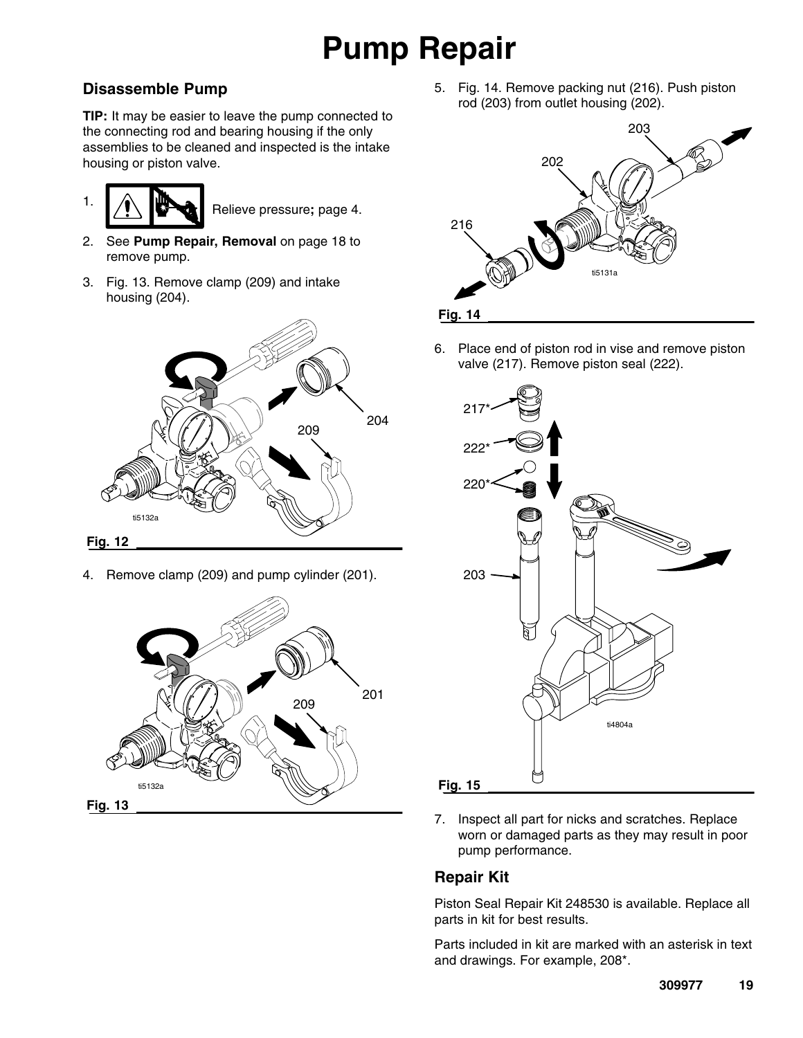# Pump Repair

## Disassemble Pump

**TIP:** It may be easier to leave the pump connected to the connecting rod and bearing housing if the only assemblies to be cleaned and inspected is the intake housing or piston valve.

1. Relieve pressure; page 4.
2. See **Pump Repair, Removal** on page 18 to remove pump.
3. Fig. 13. Remove clamp (209) and intake housing (204).

Fig. 12

4. Remove clamp (209) and pump cylinder (201).

Fig. 13

5. Fig. 14. Remove packing nut (216). Push piston rod (203) from outlet housing (202).

Fig. 14

6. Place end of piston rod in vise and remove piston valve (217). Remove piston seal (222).

Fig. 15

7. Inspect all part for nicks and scratches. Replace worn or damaged parts as they may result in poor pump performance.

## Repair Kit

Piston Seal Repair Kit 248530 is available. Replace all parts in kit for best results.

Parts included in kit are marked with an asterisk in text and drawings. For example, 208*.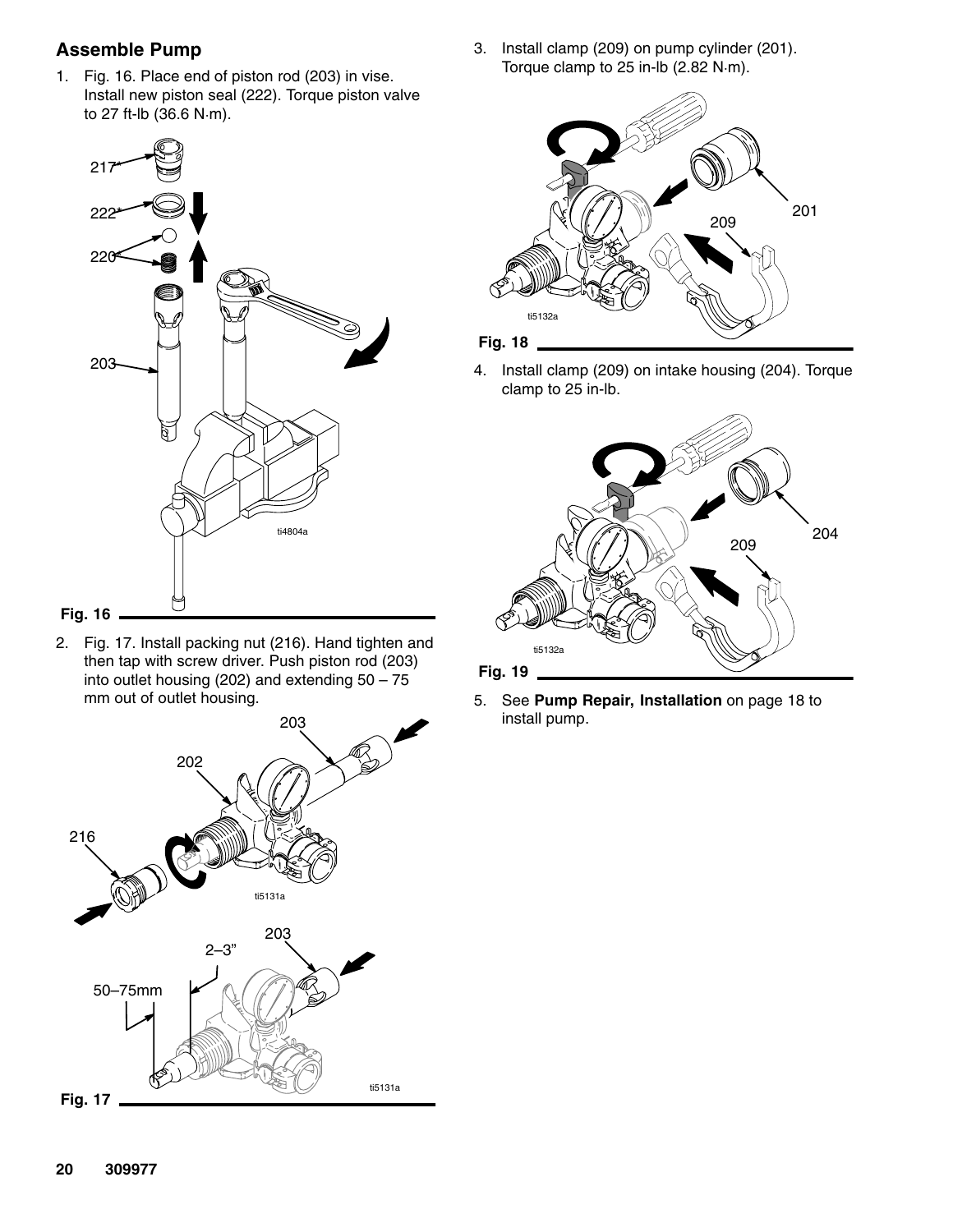## Assemble Pump

1. Fig. 16. Place end of piston rod (203) in vise. Install new piston seal (222). Torque piston valve to 27 ft-lb (36.6 N·m).

Fig. 16

2. Fig. 17. Install packing nut (216). Hand tighten and then tap with screw driver. Push piston rod (203) into outlet housing (202) and extending 50 – 75 mm out of outlet housing.

Fig. 17

3. Install clamp (209) on pump cylinder (201). Torque clamp to 25 in-lb (2.82 N·m).

Fig. 18

4. Install clamp (209) on intake housing (204). Torque clamp to 25 in-lb.

Fig. 19

5. See **Pump Repair, Installation** on page 18 to install pump.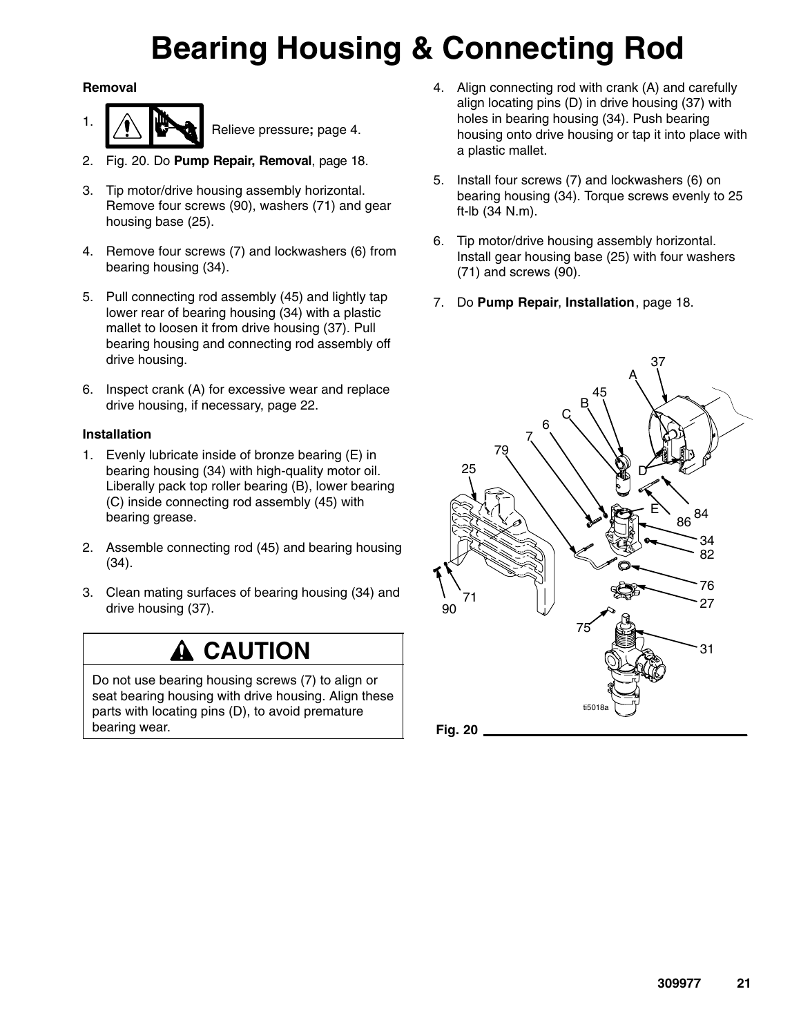# Bearing Housing & Connecting Rod

### Removal

1. Relieve pressure; page 4.
2. Fig. 20. Do **Pump Repair, Removal**, page 18.
3. Tip motor/drive housing assembly horizontal. Remove four screws (90), washers (71) and gear housing base (25).
4. Remove four screws (7) and lockwashers (6) from bearing housing (34).
5. Pull connecting rod assembly (45) and lightly tap lower rear of bearing housing (34) with a plastic mallet to loosen it from drive housing (37). Pull bearing housing and connecting rod assembly off drive housing.
6. Inspect crank (A) for excessive wear and replace drive housing, if necessary, page 22.

### Installation

1. Evenly lubricate inside of bronze bearing (E) in bearing housing (34) with high-quality motor oil. Liberally pack top roller bearing (B), lower bearing (C) inside connecting rod assembly (45) with bearing grease.
2. Assemble connecting rod (45) and bearing housing (34).
3. Clean mating surfaces of bearing housing (34) and drive housing (37).

> **CAUTION**
>
> Do not use bearing housing screws (7) to align or seat bearing housing with drive housing. Align these parts with locating pins (D), to avoid premature bearing wear.

4. Align connecting rod with crank (A) and carefully align locating pins (D) in drive housing (37) with holes in bearing housing (34). Push bearing housing onto drive housing or tap it into place with a plastic mallet.
5. Install four screws (7) and lockwashers (6) on bearing housing (34). Torque screws evenly to 25 ft-lb (34 N.m).
6. Tip motor/drive housing assembly horizontal. Install gear housing base (25) with four washers (71) and screws (90).
7. Do **Pump Repair**, **Installation**, page 18.

Fig. 20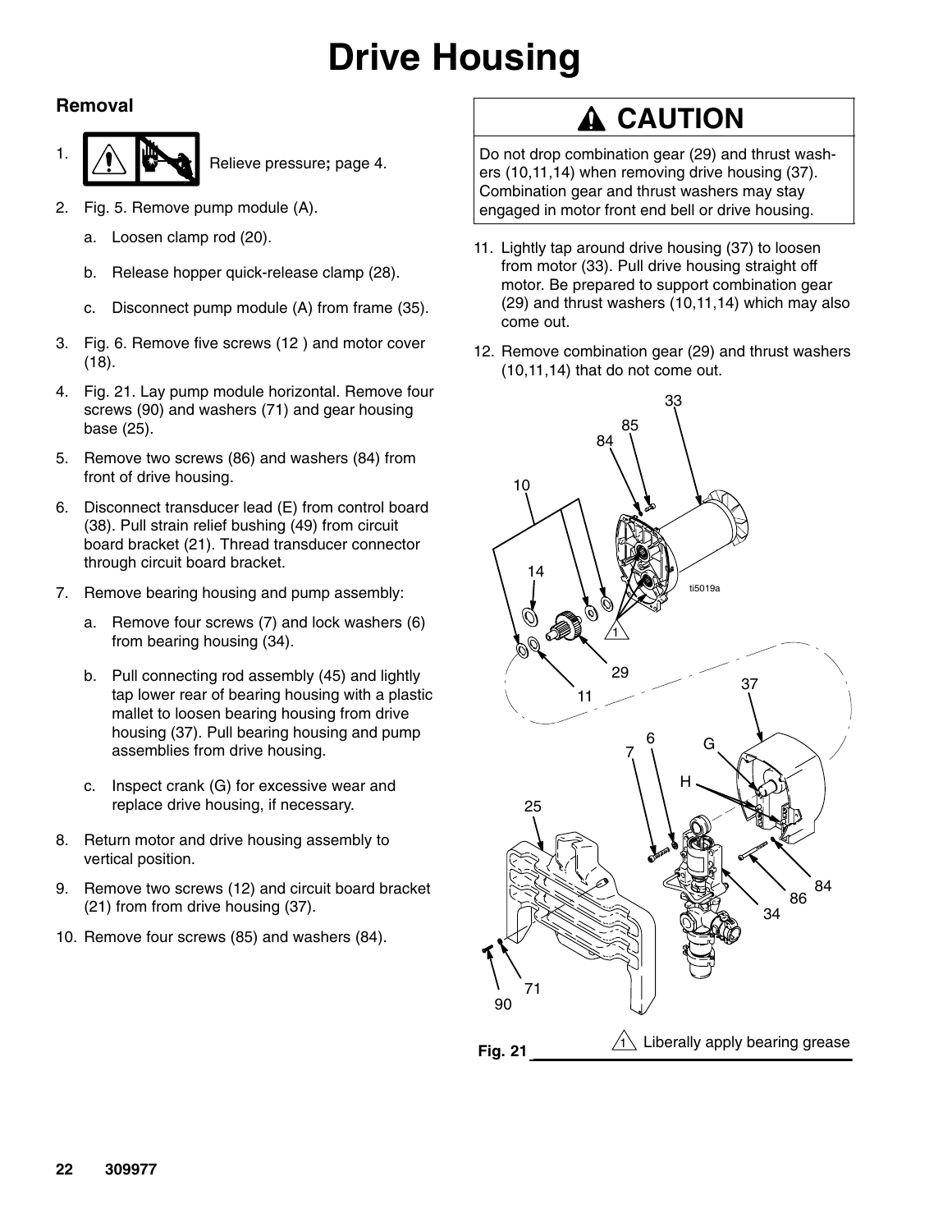# Drive Housing

## Removal

1. Relieve pressure; page 4.
2. Fig. 5. Remove pump module (A).
   a. Loosen clamp rod (20).
   b. Release hopper quick-release clamp (28).
   c. Disconnect pump module (A) from frame (35).
3. Fig. 6. Remove five screws (12 ) and motor cover (18).
4. Fig. 21. Lay pump module horizontal. Remove four screws (90) and washers (71) and gear housing base (25).
5. Remove two screws (86) and washers (84) from front of drive housing.
6. Disconnect transducer lead (E) from control board (38). Pull strain relief bushing (49) from circuit board bracket (21). Thread transducer connector through circuit board bracket.
7. Remove bearing housing and pump assembly:
   a. Remove four screws (7) and lock washers (6) from bearing housing (34).
   b. Pull connecting rod assembly (45) and lightly tap lower rear of bearing housing with a plastic mallet to loosen bearing housing from drive housing (37). Pull bearing housing and pump assemblies from drive housing.
   c. Inspect crank (G) for excessive wear and replace drive housing, if necessary.
8. Return motor and drive housing assembly to vertical position.
9. Remove two screws (12) and circuit board bracket (21) from from drive housing (37).
10. Remove four screws (85) and washers (84).

**⚠ CAUTION**

Do not drop combination gear (29) and thrust washers (10,11,14) when removing drive housing (37). Combination gear and thrust washers may stay engaged in motor front end bell or drive housing.

11. Lightly tap around drive housing (37) to loosen from motor (33). Pull drive housing straight off motor. Be prepared to support combination gear (29) and thrust washers (10,11,14) which may also come out.
12. Remove combination gear (29) and thrust washers (10,11,14) that do not come out.

**Fig. 21** — 1 Liberally apply bearing grease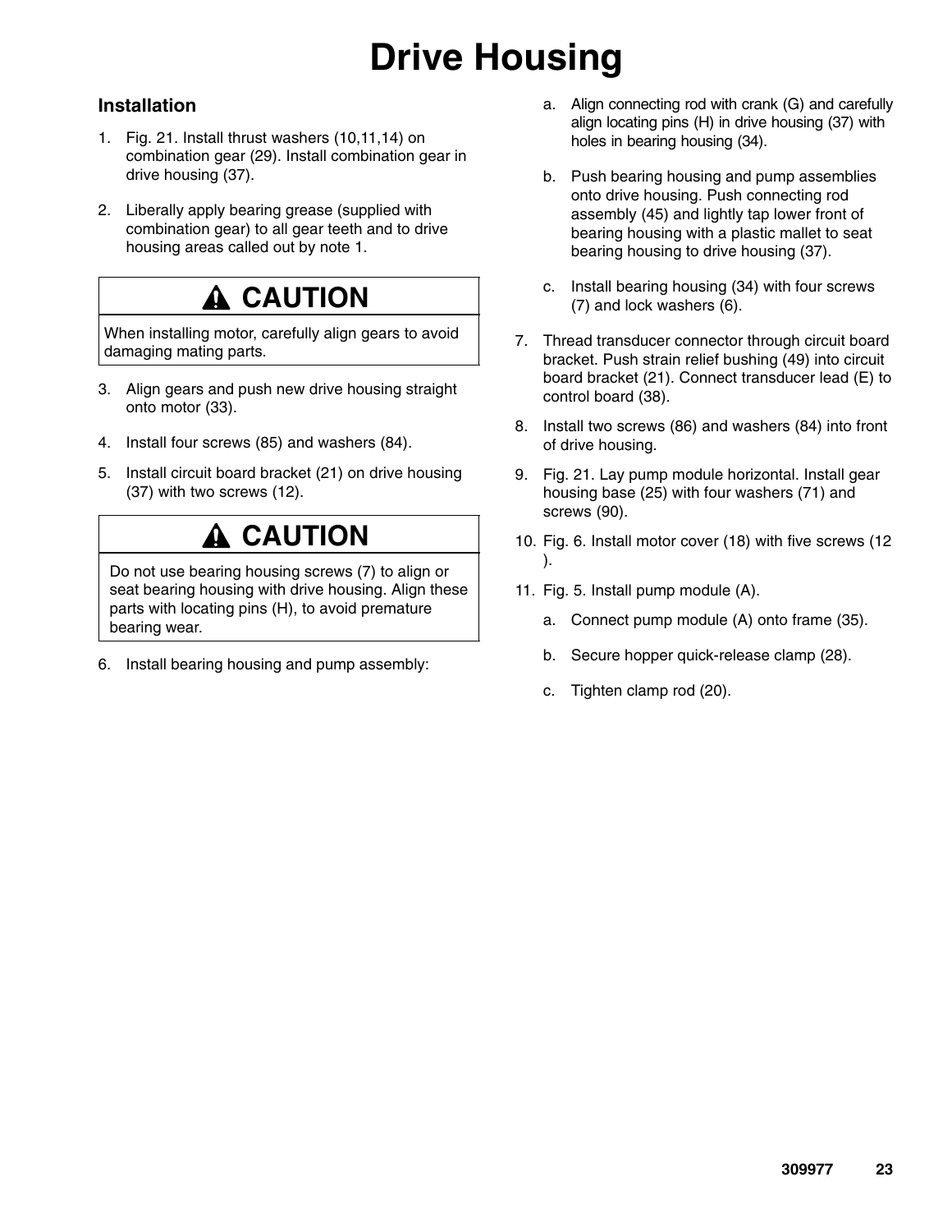# Drive Housing

## Installation

1. Fig. 21. Install thrust washers (10,11,14) on combination gear (29). Install combination gear in drive housing (37).

2. Liberally apply bearing grease (supplied with combination gear) to all gear teeth and to drive housing areas called out by note 1.

> **⚠ CAUTION**
>
> When installing motor, carefully align gears to avoid damaging mating parts.

3. Align gears and push new drive housing straight onto motor (33).

4. Install four screws (85) and washers (84).

5. Install circuit board bracket (21) on drive housing (37) with two screws (12).

> **⚠ CAUTION**
>
> Do not use bearing housing screws (7) to align or seat bearing housing with drive housing. Align these parts with locating pins (H), to avoid premature bearing wear.

6. Install bearing housing and pump assembly:

   a. Align connecting rod with crank (G) and carefully align locating pins (H) in drive housing (37) with holes in bearing housing (34).

   b. Push bearing housing and pump assemblies onto drive housing. Push connecting rod assembly (45) and lightly tap lower front of bearing housing with a plastic mallet to seat bearing housing to drive housing (37).

   c. Install bearing housing (34) with four screws (7) and lock washers (6).

7. Thread transducer connector through circuit board bracket. Push strain relief bushing (49) into circuit board bracket (21). Connect transducer lead (E) to control board (38).

8. Install two screws (86) and washers (84) into front of drive housing.

9. Fig. 21. Lay pump module horizontal. Install gear housing base (25) with four washers (71) and screws (90).

10. Fig. 6. Install motor cover (18) with five screws (12 ).

11. Fig. 5. Install pump module (A).

    a. Connect pump module (A) onto frame (35).

    b. Secure hopper quick-release clamp (28).

    c. Tighten clamp rod (20).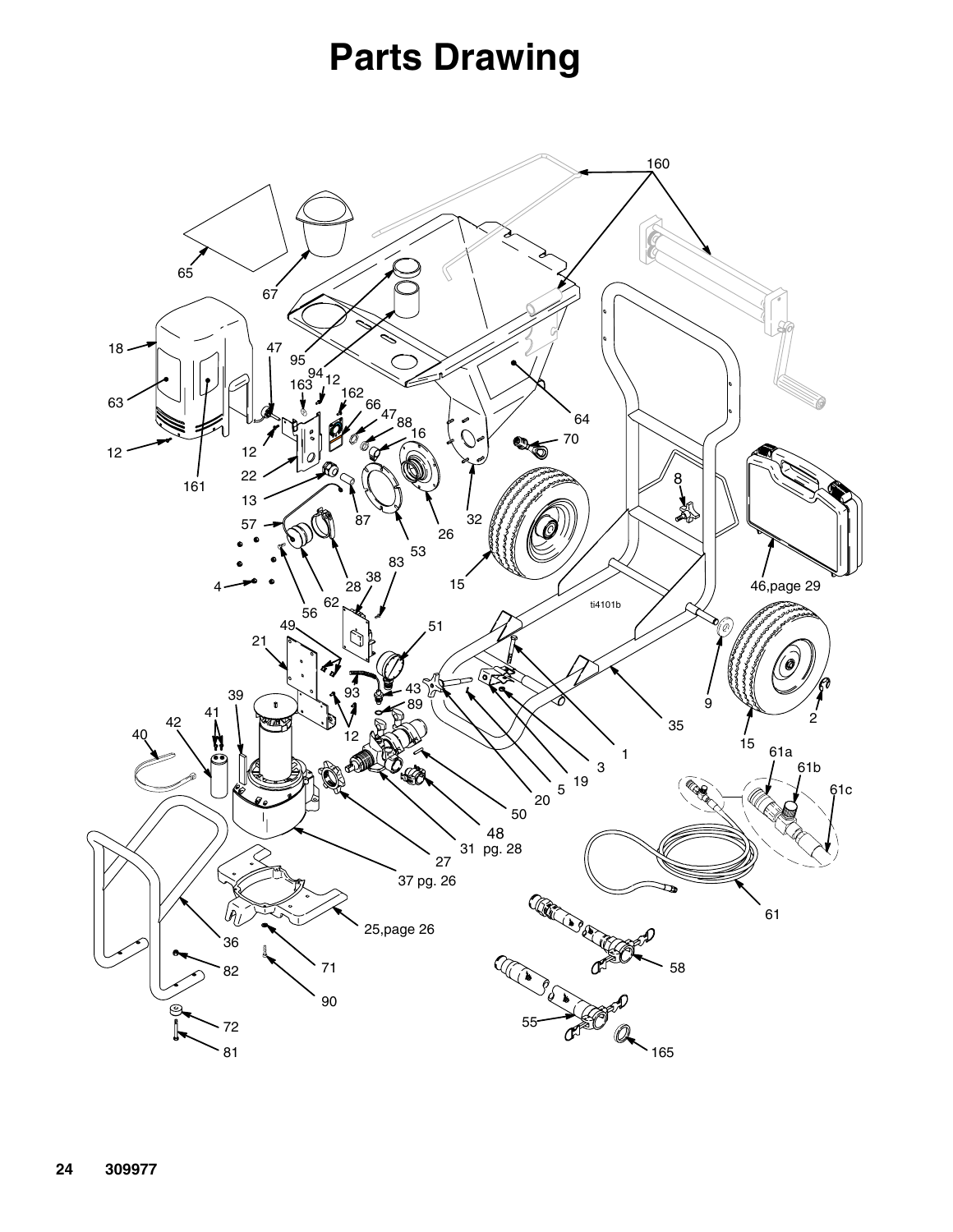# Parts Drawing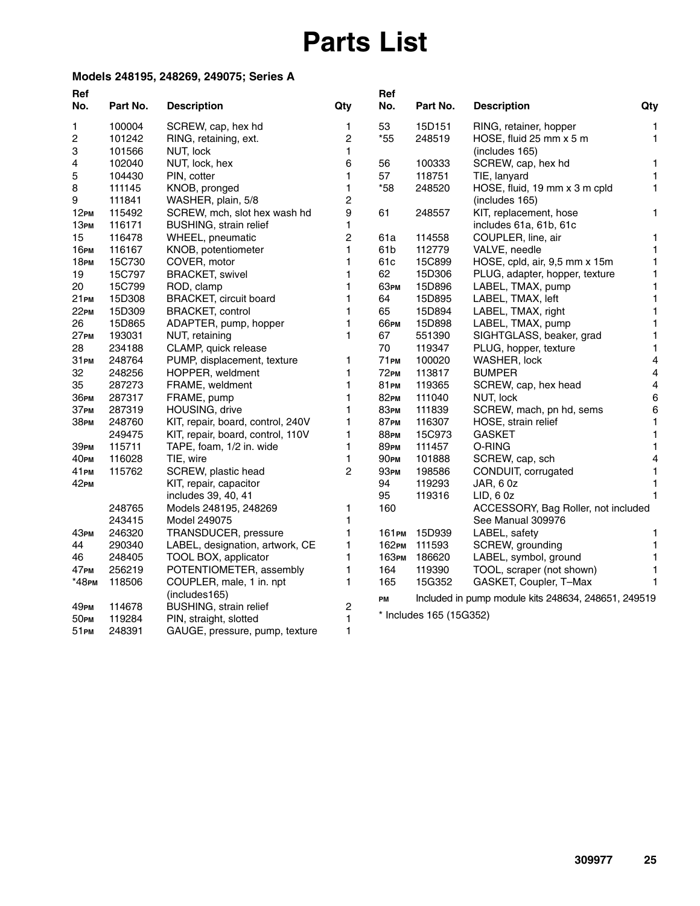# Parts List

**Models 248195, 248269, 249075; Series A**

| Ref No. | Part No. | Description | Qty |
|---|---|---|---|
| 1 | 100004 | SCREW, cap, hex hd | 1 |
| 2 | 101242 | RING, retaining, ext. | 2 |
| 3 | 101566 | NUT, lock | 1 |
| 4 | 102040 | NUT, lock, hex | 6 |
| 5 | 104430 | PIN, cotter | 1 |
| 8 | 111145 | KNOB, pronged | 1 |
| 9 | 111841 | WASHER, plain, 5/8 | 2 |
| 12PM | 115492 | SCREW, mch, slot hex wash hd | 9 |
| 13PM | 116171 | BUSHING, strain relief | 1 |
| 15 | 116478 | WHEEL, pneumatic | 2 |
| 16PM | 116167 | KNOB, potentiometer | 1 |
| 18PM | 15C730 | COVER, motor | 1 |
| 19 | 15C797 | BRACKET, swivel | 1 |
| 20 | 15C799 | ROD, clamp | 1 |
| 21PM | 15D308 | BRACKET, circuit board | 1 |
| 22PM | 15D309 | BRACKET, control | 1 |
| 26 | 15D865 | ADAPTER, pump, hopper | 1 |
| 27PM | 193031 | NUT, retaining | 1 |
| 28 | 234188 | CLAMP, quick release | |
| 31PM | 248764 | PUMP, displacement, texture | 1 |
| 32 | 248256 | HOPPER, weldment | 1 |
| 35 | 287273 | FRAME, weldment | 1 |
| 36PM | 287317 | FRAME, pump | 1 |
| 37PM | 287319 | HOUSING, drive | 1 |
| 38PM | 248760 | KIT, repair, board, control, 240V | 1 |
| | 249475 | KIT, repair, board, control, 110V | 1 |
| 39PM | 115711 | TAPE, foam, 1/2 in. wide | 1 |
| 40PM | 116028 | TIE, wire | 1 |
| 41PM | 115762 | SCREW, plastic head | 2 |
| 42PM | | KIT, repair, capacitor includes 39, 40, 41 | |
| | 248765 | Models 248195, 248269 | 1 |
| | 243415 | Model 249075 | 1 |
| 43PM | 246320 | TRANSDUCER, pressure | 1 |
| 44 | 290340 | LABEL, designation, artwork, CE | 1 |
| 46 | 248405 | TOOL BOX, applicator | 1 |
| 47PM | 256219 | POTENTIOMETER, assembly | 1 |
| *48PM | 118506 | COUPLER, male, 1 in. npt (includes165) | 1 |
| 49PM | 114678 | BUSHING, strain relief | 2 |
| 50PM | 119284 | PIN, straight, slotted | 1 |
| 51PM | 248391 | GAUGE, pressure, pump, texture | 1 |
| 53 | 15D151 | RING, retainer, hopper | 1 |
| *55 | 248519 | HOSE, fluid 25 mm x 5 m (includes 165) | 1 |
| 56 | 100333 | SCREW, cap, hex hd | 1 |
| 57 | 118751 | TIE, lanyard | 1 |
| *58 | 248520 | HOSE, fluid, 19 mm x 3 m cpld (includes 165) | 1 |
| 61 | 248557 | KIT, replacement, hose includes 61a, 61b, 61c | 1 |
| 61a | 114558 | COUPLER, line, air | 1 |
| 61b | 112779 | VALVE, needle | 1 |
| 61c | 15C899 | HOSE, cpld, air, 9,5 mm x 15m | 1 |
| 62 | 15D306 | PLUG, adapter, hopper, texture | 1 |
| 63PM | 15D896 | LABEL, TMAX, pump | 1 |
| 64 | 15D895 | LABEL, TMAX, left | 1 |
| 65 | 15D894 | LABEL, TMAX, right | 1 |
| 66PM | 15D898 | LABEL, TMAX, pump | 1 |
| 67 | 551390 | SIGHTGLASS, beaker, grad | 1 |
| 70 | 119347 | PLUG, hopper, texture | 1 |
| 71PM | 100020 | WASHER, lock | 4 |
| 72PM | 113817 | BUMPER | 4 |
| 81PM | 119365 | SCREW, cap, hex head | 4 |
| 82PM | 111040 | NUT, lock | 6 |
| 83PM | 111839 | SCREW, mach, pn hd, sems | 6 |
| 87PM | 116307 | HOSE, strain relief | 1 |
| 88PM | 15C973 | GASKET | 1 |
| 89PM | 111457 | O-RING | 1 |
| 90PM | 101888 | SCREW, cap, sch | 4 |
| 93PM | 198586 | CONDUIT, corrugated | 1 |
| 94 | 119293 | JAR, 6 0z | 1 |
| 95 | 119316 | LID, 6 0z | 1 |
| 160 | | ACCESSORY, Bag Roller, not included See Manual 309976 | |
| 161PM | 15D939 | LABEL, safety | 1 |
| 162PM | 111593 | SCREW, grounding | 1 |
| 163PM | 186620 | LABEL, symbol, ground | 1 |
| 164 | 119390 | TOOL, scraper (not shown) | 1 |
| 165 | 15G352 | GASKET, Coupler, T–Max | 1 |

PM Included in pump module kits 248634, 248651, 249519

* Includes 165 (15G352)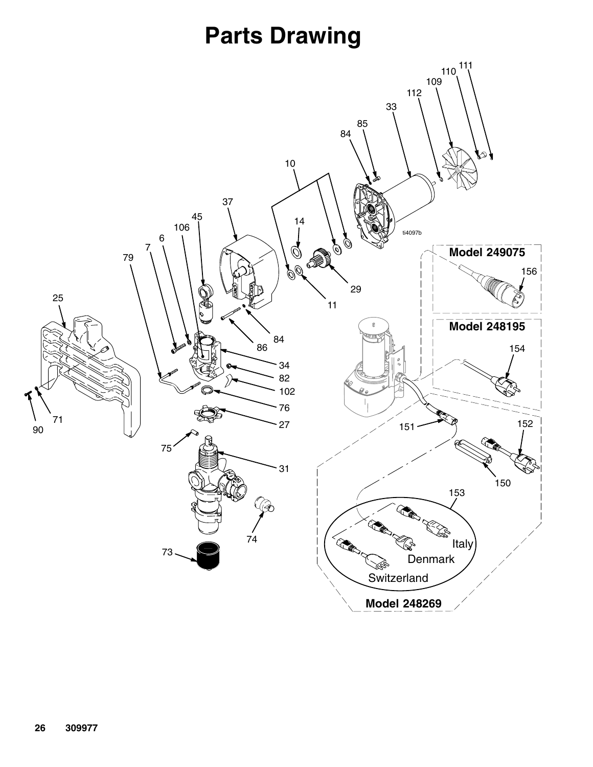# Parts Drawing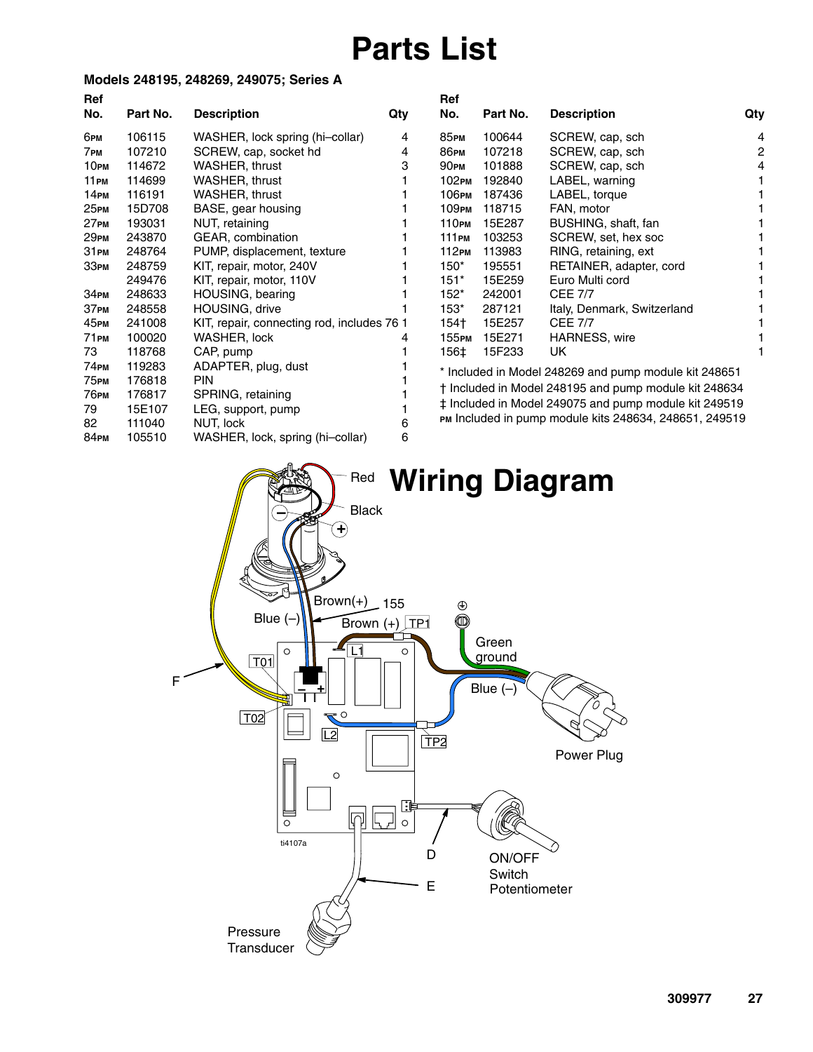# Parts List

### Models 248195, 248269, 249075; Series A

| Ref No. | Part No. | Description | Qty |
|---|---|---|---|
| 6PM | 106115 | WASHER, lock spring (hi–collar) | 4 |
| 7PM | 107210 | SCREW, cap, socket hd | 4 |
| 10PM | 114672 | WASHER, thrust | 3 |
| 11PM | 114699 | WASHER, thrust | 1 |
| 14PM | 116191 | WASHER, thrust | 1 |
| 25PM | 15D708 | BASE, gear housing | 1 |
| 27PM | 193031 | NUT, retaining | 1 |
| 29PM | 243870 | GEAR, combination | 1 |
| 31PM | 248764 | PUMP, displacement, texture | 1 |
| 33PM | 248759 | KIT, repair, motor, 240V | 1 |
| | 249476 | KIT, repair, motor, 110V | 1 |
| 34PM | 248633 | HOUSING, bearing | 1 |
| 37PM | 248558 | HOUSING, drive | 1 |
| 45PM | 241008 | KIT, repair, connecting rod, includes 76 | 1 |
| 71PM | 100020 | WASHER, lock | 4 |
| 73 | 118768 | CAP, pump | 1 |
| 74PM | 119283 | ADAPTER, plug, dust | 1 |
| 75PM | 176818 | PIN | 1 |
| 76PM | 176817 | SPRING, retaining | 1 |
| 79 | 15E107 | LEG, support, pump | 1 |
| 82 | 111040 | NUT, lock | 6 |
| 84PM | 105510 | WASHER, lock, spring (hi–collar) | 6 |
| 85PM | 100644 | SCREW, cap, sch | 4 |
| 86PM | 107218 | SCREW, cap, sch | 2 |
| 90PM | 101888 | SCREW, cap, sch | 4 |
| 102PM | 192840 | LABEL, warning | 1 |
| 106PM | 187436 | LABEL, torque | 1 |
| 109PM | 118715 | FAN, motor | 1 |
| 110PM | 15E287 | BUSHING, shaft, fan | 1 |
| 111PM | 103253 | SCREW, set, hex soc | 1 |
| 112PM | 113983 | RING, retaining, ext | 1 |
| 150* | 195551 | RETAINER, adapter, cord | 1 |
| 151* | 15E259 | Euro Multi cord | 1 |
| 152* | 242001 | CEE 7/7 | 1 |
| 153* | 287121 | Italy, Denmark, Switzerland | 1 |
| 154† | 15E257 | CEE 7/7 | 1 |
| 155PM | 15E271 | HARNESS, wire | 1 |
| 156‡ | 15F233 | UK | 1 |

\* Included in Model 248269 and pump module kit 248651

† Included in Model 248195 and pump module kit 248634

‡ Included in Model 249075 and pump module kit 249519

PM Included in pump module kits 248634, 248651, 249519

# Wiring Diagram

Red, Black, Brown(+), 155, Blue (–), Brown (+), TP1, L1, T01, F, T02, L2, TP2, Green ground, Blue (–), Power Plug, D, E, ON/OFF Switch Potentiometer, Pressure Transducer

ti4107a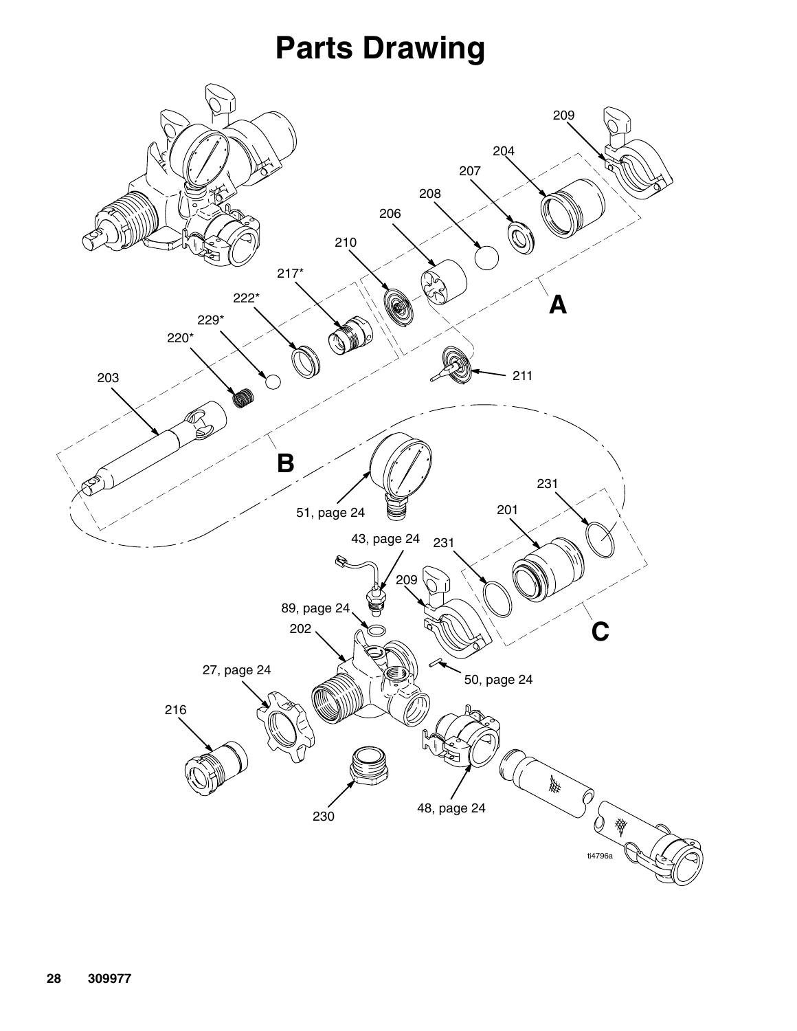# Parts Drawing

209

204

207

208

206

210

217*

222*

229*

220*

203

A

211

B

51, page 24

231

201

43, page 24

231

209

89, page 24

202

C

50, page 24

27, page 24

216

230

48, page 24

ti4796a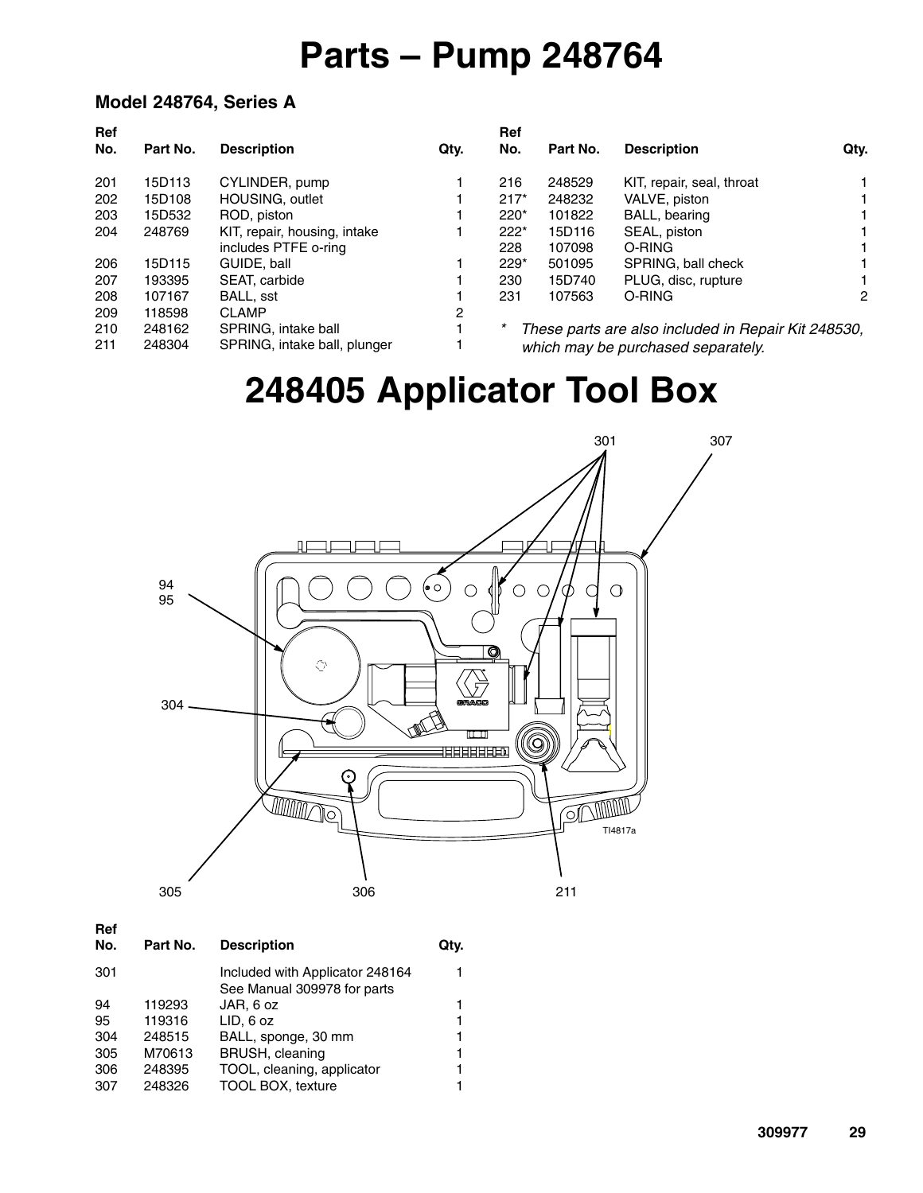# Parts – Pump 248764

### Model 248764, Series A

| Ref No. | Part No. | Description | Qty. |
|---|---|---|---|
| 201 | 15D113 | CYLINDER, pump | 1 |
| 202 | 15D108 | HOUSING, outlet | 1 |
| 203 | 15D532 | ROD, piston | 1 |
| 204 | 248769 | KIT, repair, housing, intake includes PTFE o-ring | 1 |
| 206 | 15D115 | GUIDE, ball | 1 |
| 207 | 193395 | SEAT, carbide | 1 |
| 208 | 107167 | BALL, sst | 1 |
| 209 | 118598 | CLAMP | 2 |
| 210 | 248162 | SPRING, intake ball | 1 |
| 211 | 248304 | SPRING, intake ball, plunger | 1 |
| 216 | 248529 | KIT, repair, seal, throat | 1 |
| 217* | 248232 | VALVE, piston | 1 |
| 220* | 101822 | BALL, bearing | 1 |
| 222* | 15D116 | SEAL, piston | 1 |
| 228 | 107098 | O-RING | 1 |
| 229* | 501095 | SPRING, ball check | 1 |
| 230 | 15D740 | PLUG, disc, rupture | 1 |
| 231 | 107563 | O-RING | 2 |

\* *These parts are also included in Repair Kit 248530, which may be purchased separately.*

# 248405 Applicator Tool Box

301, 307, 94, 95, 304, 305, 306, 211

TI4817a

| Ref No. | Part No. | Description | Qty. |
|---|---|---|---|
| 301 | | Included with Applicator 248164 See Manual 309978 for parts | 1 |
| 94 | 119293 | JAR, 6 oz | 1 |
| 95 | 119316 | LID, 6 oz | 1 |
| 304 | 248515 | BALL, sponge, 30 mm | 1 |
| 305 | M70613 | BRUSH, cleaning | 1 |
| 306 | 248395 | TOOL, cleaning, applicator | 1 |
| 307 | 248326 | TOOL BOX, texture | 1 |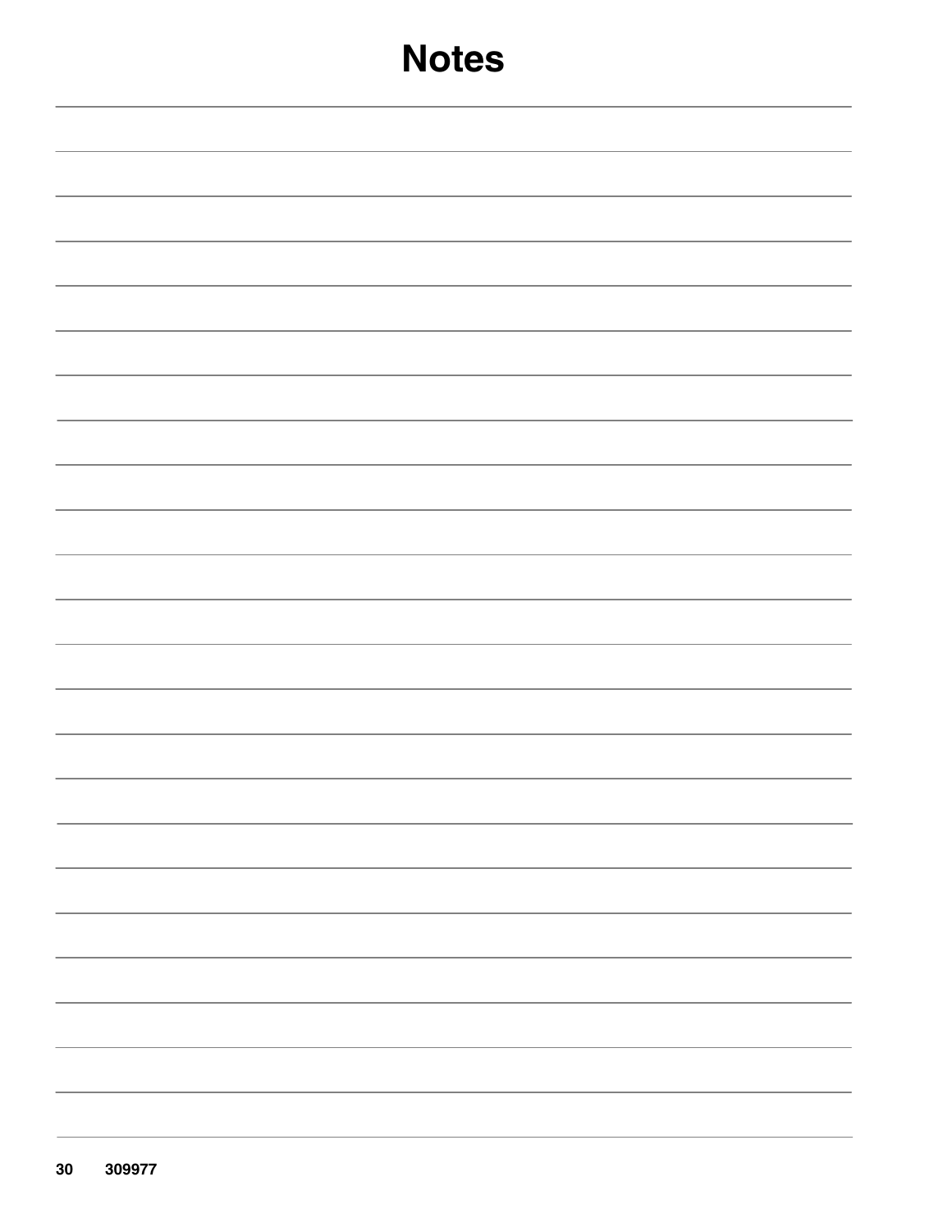# Notes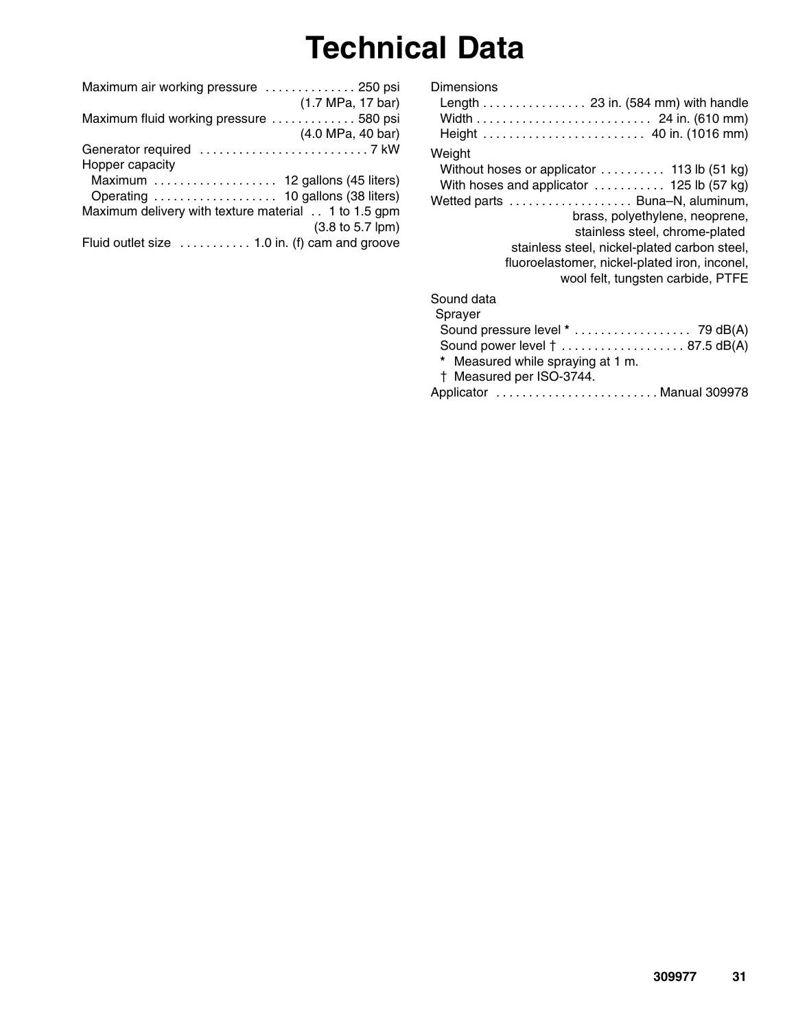# Technical Data

Maximum air working pressure . . . . . . . . . . . . . . 250 psi (1.7 MPa, 17 bar)

Maximum fluid working pressure . . . . . . . . . . . . . 580 psi (4.0 MPa, 40 bar)

Generator required . . . . . . . . . . . . . . . . . . . . . . . . . . 7 kW

Hopper capacity

- Maximum . . . . . . . . . . . . . . . . . . . 12 gallons (45 liters)
- Operating . . . . . . . . . . . . . . . . . . . 10 gallons (38 liters)

Maximum delivery with texture material . . 1 to 1.5 gpm (3.8 to 5.7 lpm)

Fluid outlet size . . . . . . . . . . . 1.0 in. (f) cam and groove

Dimensions

- Length . . . . . . . . . . . . . . . . 23 in. (584 mm) with handle
- Width . . . . . . . . . . . . . . . . . . . . . . . . . . . 24 in. (610 mm)
- Height . . . . . . . . . . . . . . . . . . . . . . . . . 40 in. (1016 mm)

Weight

- Without hoses or applicator . . . . . . . . . . 113 lb (51 kg)
- With hoses and applicator . . . . . . . . . . . 125 lb (57 kg)

Wetted parts . . . . . . . . . . . . . . . . . . . Buna–N, aluminum, brass, polyethylene, neoprene, stainless steel, chrome-plated stainless steel, nickel-plated carbon steel, fluoroelastomer, nickel-plated iron, inconel, wool felt, tungsten carbide, PTFE

Sound data

Sprayer

- Sound pressure level * . . . . . . . . . . . . . . . . . . 79 dB(A)
- Sound power level † . . . . . . . . . . . . . . . . . . . 87.5 dB(A)

\* Measured while spraying at 1 m.

† Measured per ISO-3744.

Applicator . . . . . . . . . . . . . . . . . . . . . . . . . Manual 309978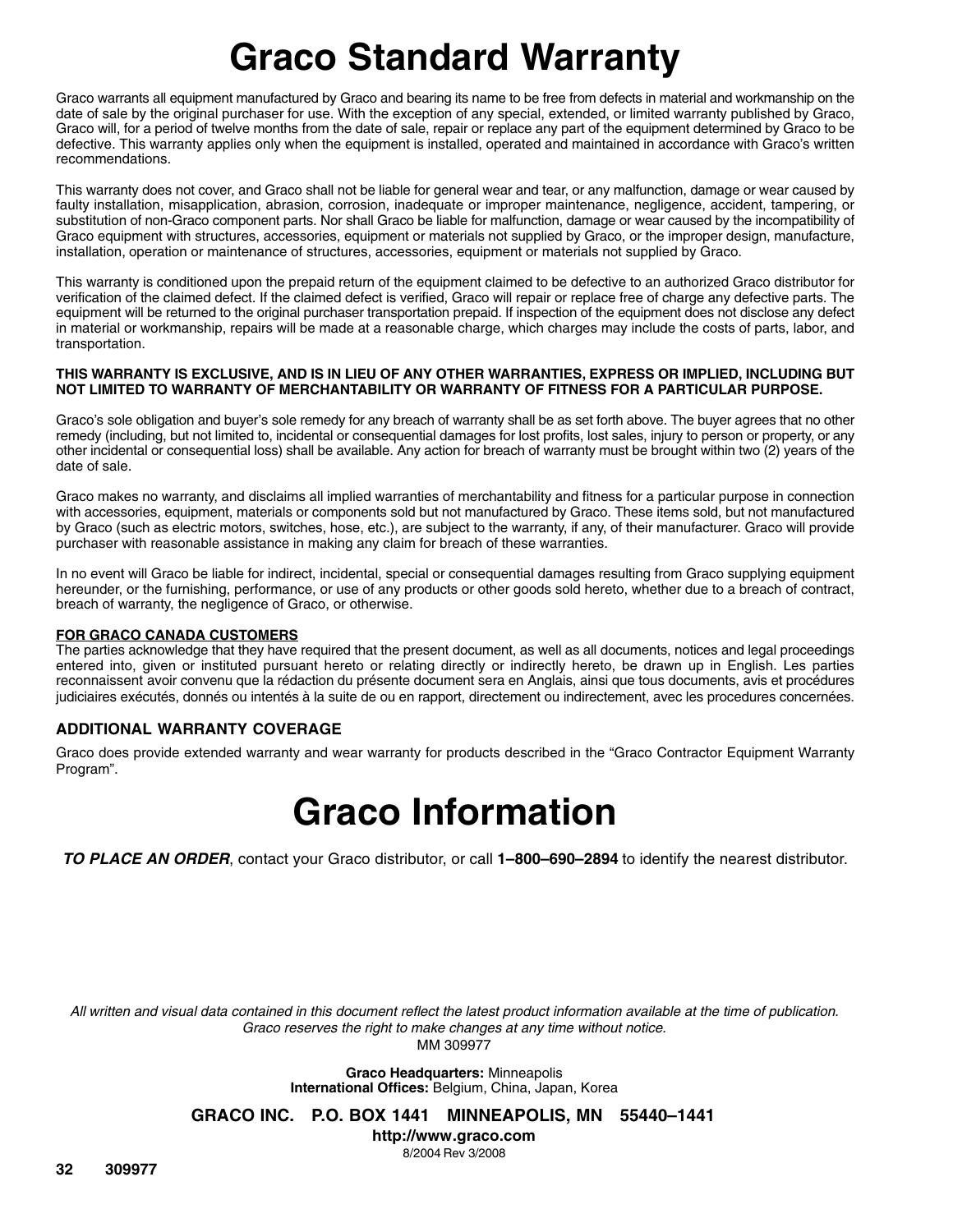# Graco Standard Warranty

Graco warrants all equipment manufactured by Graco and bearing its name to be free from defects in material and workmanship on the date of sale by the original purchaser for use. With the exception of any special, extended, or limited warranty published by Graco, Graco will, for a period of twelve months from the date of sale, repair or replace any part of the equipment determined by Graco to be defective. This warranty applies only when the equipment is installed, operated and maintained in accordance with Graco's written recommendations.

This warranty does not cover, and Graco shall not be liable for general wear and tear, or any malfunction, damage or wear caused by faulty installation, misapplication, abrasion, corrosion, inadequate or improper maintenance, negligence, accident, tampering, or substitution of non-Graco component parts. Nor shall Graco be liable for malfunction, damage or wear caused by the incompatibility of Graco equipment with structures, accessories, equipment or materials not supplied by Graco, or the improper design, manufacture, installation, operation or maintenance of structures, accessories, equipment or materials not supplied by Graco.

This warranty is conditioned upon the prepaid return of the equipment claimed to be defective to an authorized Graco distributor for verification of the claimed defect. If the claimed defect is verified, Graco will repair or replace free of charge any defective parts. The equipment will be returned to the original purchaser transportation prepaid. If inspection of the equipment does not disclose any defect in material or workmanship, repairs will be made at a reasonable charge, which charges may include the costs of parts, labor, and transportation.

**THIS WARRANTY IS EXCLUSIVE, AND IS IN LIEU OF ANY OTHER WARRANTIES, EXPRESS OR IMPLIED, INCLUDING BUT NOT LIMITED TO WARRANTY OF MERCHANTABILITY OR WARRANTY OF FITNESS FOR A PARTICULAR PURPOSE.**

Graco's sole obligation and buyer's sole remedy for any breach of warranty shall be as set forth above. The buyer agrees that no other remedy (including, but not limited to, incidental or consequential damages for lost profits, lost sales, injury to person or property, or any other incidental or consequential loss) shall be available. Any action for breach of warranty must be brought within two (2) years of the date of sale.

Graco makes no warranty, and disclaims all implied warranties of merchantability and fitness for a particular purpose in connection with accessories, equipment, materials or components sold but not manufactured by Graco. These items sold, but not manufactured by Graco (such as electric motors, switches, hose, etc.), are subject to the warranty, if any, of their manufacturer. Graco will provide purchaser with reasonable assistance in making any claim for breach of these warranties.

In no event will Graco be liable for indirect, incidental, special or consequential damages resulting from Graco supplying equipment hereunder, or the furnishing, performance, or use of any products or other goods sold hereto, whether due to a breach of contract, breach of warranty, the negligence of Graco, or otherwise.

**FOR GRACO CANADA CUSTOMERS**

The parties acknowledge that they have required that the present document, as well as all documents, notices and legal proceedings entered into, given or instituted pursuant hereto or relating directly or indirectly hereto, be drawn up in English. Les parties reconnaissent avoir convenu que la rédaction du présente document sera en Anglais, ainsi que tous documents, avis et procédures judiciaires exécutés, donnés ou intentés à la suite de ou en rapport, directement ou indirectement, avec les procedures concernées.

### ADDITIONAL WARRANTY COVERAGE

Graco does provide extended warranty and wear warranty for products described in the "Graco Contractor Equipment Warranty Program".

# Graco Information

***TO PLACE AN ORDER***, contact your Graco distributor, or call **1–800–690–2894** to identify the nearest distributor.

*All written and visual data contained in this document reflect the latest product information available at the time of publication. Graco reserves the right to make changes at any time without notice.*

MM 309977

**Graco Headquarters:** Minneapolis
**International Offices:** Belgium, China, Japan, Korea

**GRACO INC. P.O. BOX 1441 MINNEAPOLIS, MN 55440–1441**

**http://www.graco.com**

8/2004 Rev 3/2008